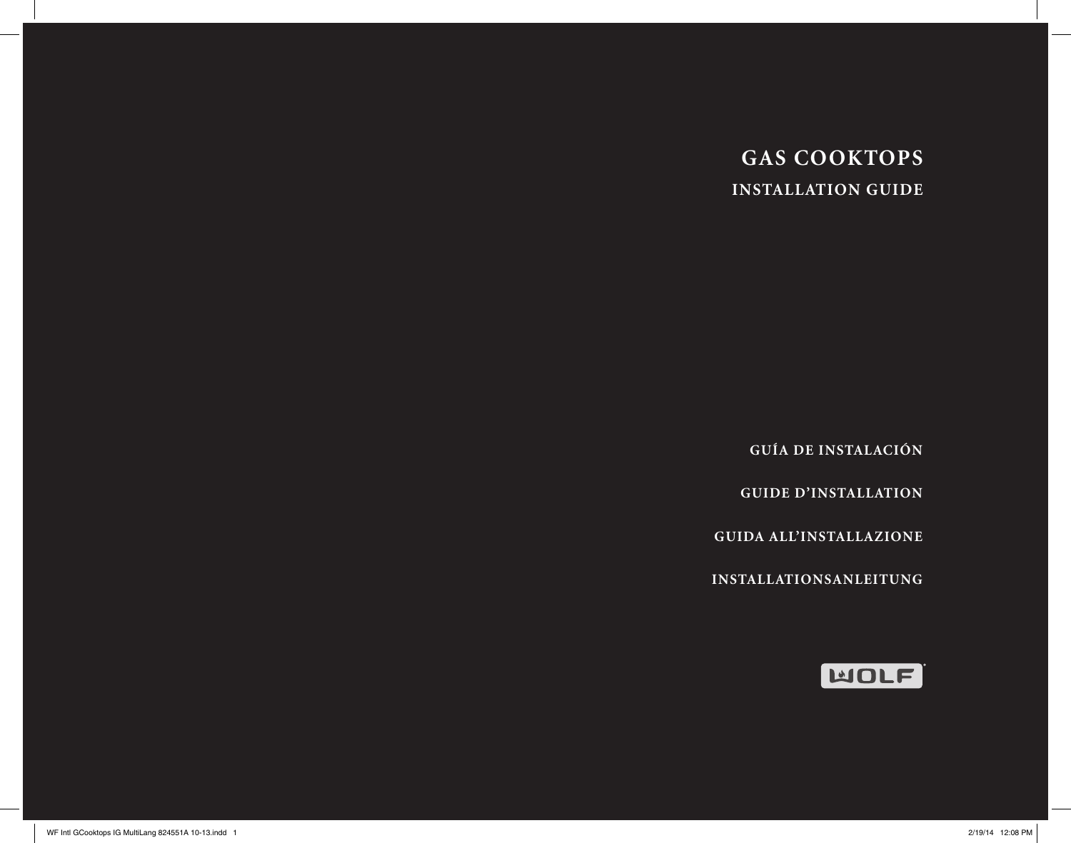# GAS COOKTOPS

## INSTALLATION GUIDE

GUÍA DE INSTALACIÓN

GUIDE D'INSTALLATION

GUIDA ALL'INSTALLAZIONE

INSTALLATIONSANLEITUNG

WOLF®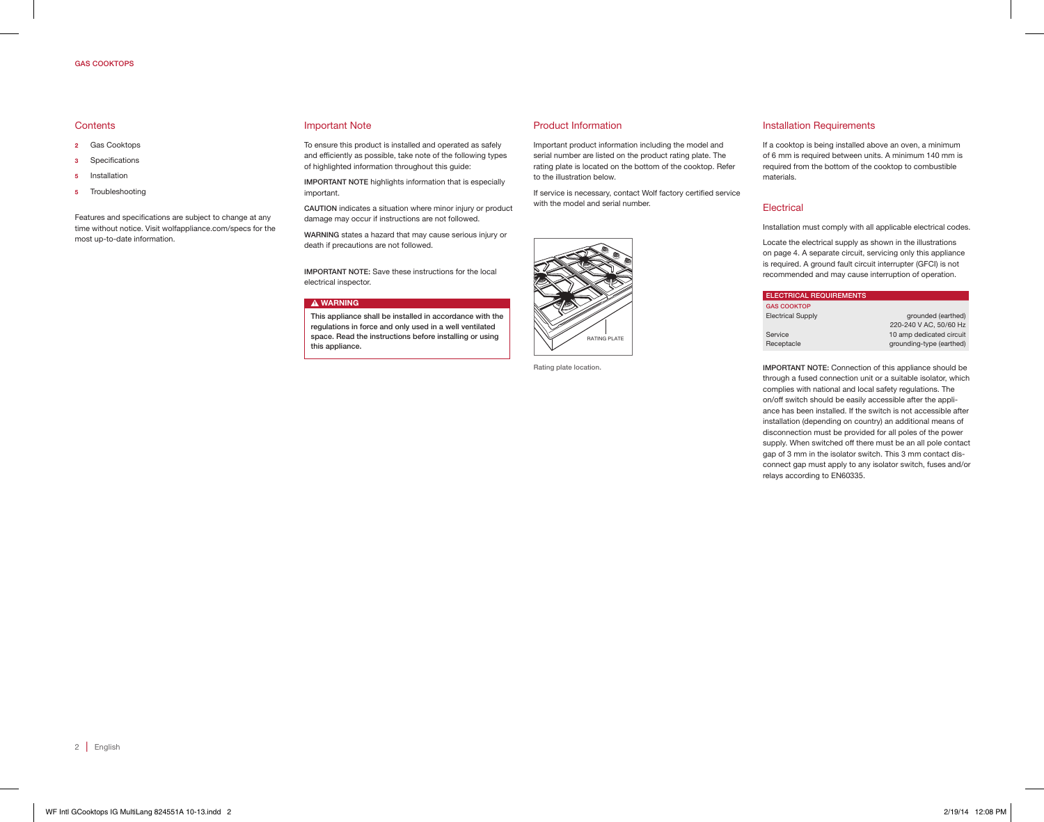GAS COOKTOPS

## Contents

- **2** Gas Cooktops
- **3** Specifications
- **5** Installation
- **5** Troubleshooting

Features and specifications are subject to change at any time without notice. Visit wolfappliance.com/specs for the most up-to-date information.

## Important Note

To ensure this product is installed and operated as safely and efficiently as possible, take note of the following types of highlighted information throughout this guide:

**IMPORTANT NOTE** highlights information that is especially important.

**CAUTION** indicates a situation where minor injury or product damage may occur if instructions are not followed.

**WARNING** states a hazard that may cause serious injury or death if precautions are not followed.

**IMPORTANT NOTE:** Save these instructions for the local electrical inspector.

> **⚠ WARNING**
>
> **This appliance shall be installed in accordance with the regulations in force and only used in a well ventilated space. Read the instructions before installing or using this appliance.**

## Product Information

Important product information including the model and serial number are listed on the product rating plate. The rating plate is located on the bottom of the cooktop. Refer to the illustration below.

If service is necessary, contact Wolf factory certified service with the model and serial number.

RATING PLATE

Rating plate location.

## Installation Requirements

If a cooktop is being installed above an oven, a minimum of 6 mm is required between units. A minimum 140 mm is required from the bottom of the cooktop to combustible materials.

## Electrical

Installation must comply with all applicable electrical codes.

Locate the electrical supply as shown in the illustrations on page 4. A separate circuit, servicing only this appliance is required. A ground fault circuit interrupter (GFCI) is not recommended and may cause interruption of operation.

| ELECTRICAL REQUIREMENTS | |
|---|---|
| **GAS COOKTOP** | |
| Electrical Supply | grounded (earthed) 220-240 V AC, 50/60 Hz |
| Service | 10 amp dedicated circuit |
| Receptacle | grounding-type (earthed) |

**IMPORTANT NOTE:** Connection of this appliance should be through a fused connection unit or a suitable isolator, which complies with national and local safety regulations. The on/off switch should be easily accessible after the appliance has been installed. If the switch is not accessible after installation (depending on country) an additional means of disconnection must be provided for all poles of the power supply. When switched off there must be an all pole contact gap of 3 mm in the isolator switch. This 3 mm contact disconnect gap must apply to any isolator switch, fuses and/or relays according to EN60335.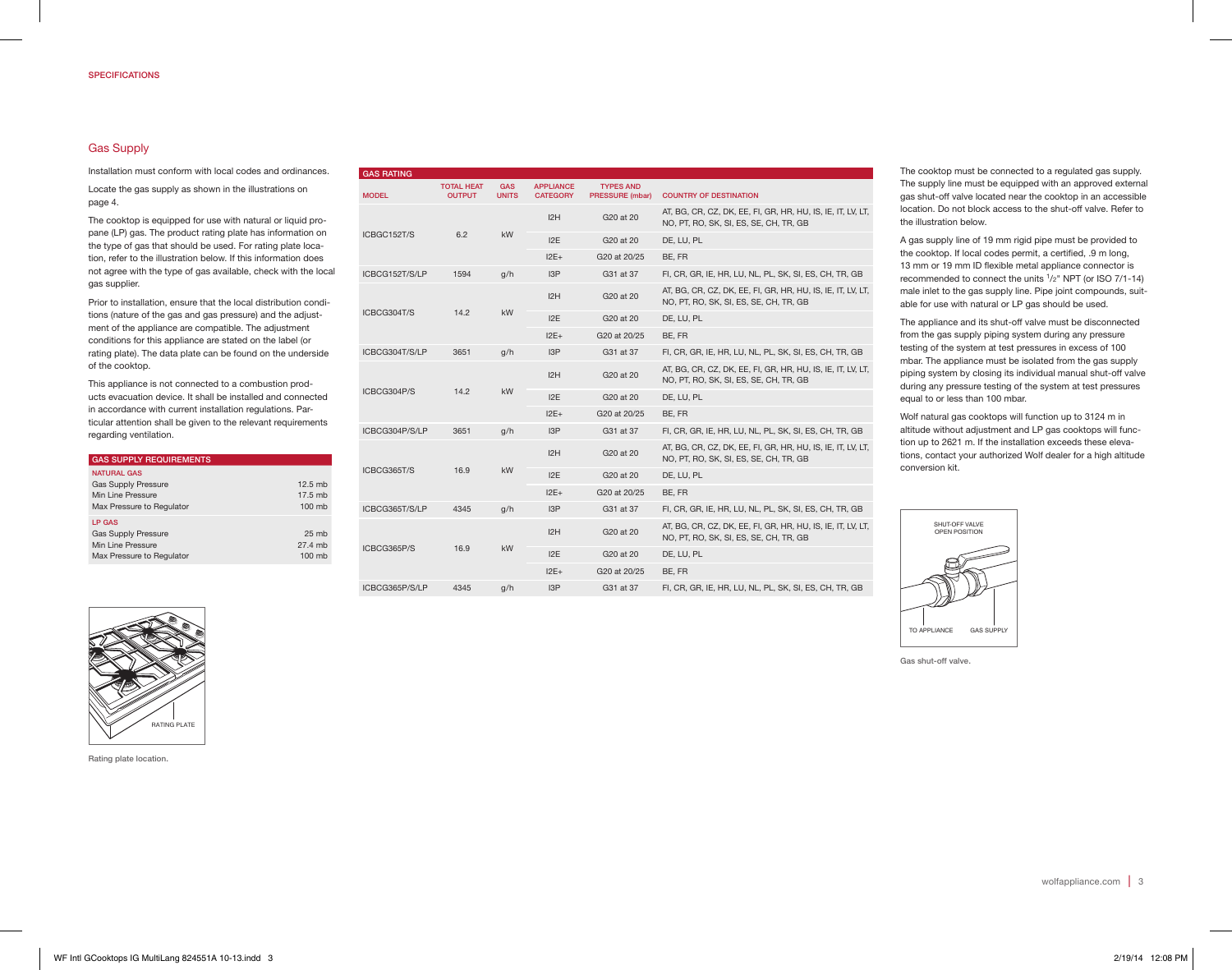SPECIFICATIONS

## Gas Supply

Installation must conform with local codes and ordinances.

Locate the gas supply as shown in the illustrations on page 4.

The cooktop is equipped for use with natural or liquid propane (LP) gas. The product rating plate has information on the type of gas that should be used. For rating plate location, refer to the illustration below. If this information does not agree with the type of gas available, check with the local gas supplier.

Prior to installation, ensure that the local distribution conditions (nature of the gas and gas pressure) and the adjustment of the appliance are compatible. The adjustment conditions for this appliance are stated on the label (or rating plate). The data plate can be found on the underside of the cooktop.

This appliance is not connected to a combustion products evacuation device. It shall be installed and connected in accordance with current installation regulations. Particular attention shall be given to the relevant requirements regarding ventilation.

| GAS SUPPLY REQUIREMENTS | |
|---|---|
| **NATURAL GAS** | |
| Gas Supply Pressure | 12.5 mb |
| Min Line Pressure | 17.5 mb |
| Max Pressure to Regulator | 100 mb |
| **LP GAS** | |
| Gas Supply Pressure | 25 mb |
| Min Line Pressure | 27.4 mb |
| Max Pressure to Regulator | 100 mb |

RATING PLATE

Rating plate location.

**GAS RATING**

| MODEL | TOTAL HEAT OUTPUT | GAS UNITS | APPLIANCE CATEGORY | TYPES AND PRESSURE (mbar) | COUNTRY OF DESTINATION |
|---|---|---|---|---|---|
| ICBGC152T/S | 6.2 | kW | I2H | G20 at 20 | AT, BG, CR, CZ, DK, EE, FI, GR, HR, HU, IS, IE, IT, LV, LT, NO, PT, RO, SK, SI, ES, SE, CH, TR, GB |
| | | | I2E | G20 at 20 | DE, LU, PL |
| | | | I2E+ | G20 at 20/25 | BE, FR |
| ICBCG152T/S/LP | 1594 | g/h | I3P | G31 at 37 | FI, CR, GR, IE, HR, LU, NL, PL, SK, SI, ES, CH, TR, GB |
| ICBCG304T/S | 14.2 | kW | I2H | G20 at 20 | AT, BG, CR, CZ, DK, EE, FI, GR, HR, HU, IS, IE, IT, LV, LT, NO, PT, RO, SK, SI, ES, SE, CH, TR, GB |
| | | | I2E | G20 at 20 | DE, LU, PL |
| | | | I2E+ | G20 at 20/25 | BE, FR |
| ICBCG304T/S/LP | 3651 | g/h | I3P | G31 at 37 | FI, CR, GR, IE, HR, LU, NL, PL, SK, SI, ES, CH, TR, GB |
| ICBCG304P/S | 14.2 | kW | I2H | G20 at 20 | AT, BG, CR, CZ, DK, EE, FI, GR, HR, HU, IS, IE, IT, LV, LT, NO, PT, RO, SK, SI, ES, SE, CH, TR, GB |
| | | | I2E | G20 at 20 | DE, LU, PL |
| | | | I2E+ | G20 at 20/25 | BE, FR |
| ICBCG304P/S/LP | 3651 | g/h | I3P | G31 at 37 | FI, CR, GR, IE, HR, LU, NL, PL, SK, SI, ES, CH, TR, GB |
| ICBCG365T/S | 16.9 | kW | I2H | G20 at 20 | AT, BG, CR, CZ, DK, EE, FI, GR, HR, HU, IS, IE, IT, LV, LT, NO, PT, RO, SK, SI, ES, SE, CH, TR, GB |
| | | | I2E | G20 at 20 | DE, LU, PL |
| | | | I2E+ | G20 at 20/25 | BE, FR |
| ICBCG365T/S/LP | 4345 | g/h | I3P | G31 at 37 | FI, CR, GR, IE, HR, LU, NL, PL, SK, SI, ES, CH, TR, GB |
| ICBCG365P/S | 16.9 | kW | I2H | G20 at 20 | AT, BG, CR, CZ, DK, EE, FI, GR, HR, HU, IS, IE, IT, LV, LT, NO, PT, RO, SK, SI, ES, SE, CH, TR, GB |
| | | | I2E | G20 at 20 | DE, LU, PL |
| | | | I2E+ | G20 at 20/25 | BE, FR |
| ICBCG365P/S/LP | 4345 | g/h | I3P | G31 at 37 | FI, CR, GR, IE, HR, LU, NL, PL, SK, SI, ES, CH, TR, GB |

The cooktop must be connected to a regulated gas supply. The supply line must be equipped with an approved external gas shut-off valve located near the cooktop in an accessible location. Do not block access to the shut-off valve. Refer to the illustration below.

A gas supply line of 19 mm rigid pipe must be provided to the cooktop. If local codes permit, a certified, .9 m long, 13 mm or 19 mm ID flexible metal appliance connector is recommended to connect the units 1/2" NPT (or ISO 7/1-14) male inlet to the gas supply line. Pipe joint compounds, suitable for use with natural or LP gas should be used.

The appliance and its shut-off valve must be disconnected from the gas supply piping system during any pressure testing of the system at test pressures in excess of 100 mbar. The appliance must be isolated from the gas supply piping system by closing its individual manual shut-off valve during any pressure testing of the system at test pressures equal to or less than 100 mbar.

Wolf natural gas cooktops will function up to 3124 m in altitude without adjustment and LP gas cooktops will function up to 2621 m. If the installation exceeds these elevations, contact your authorized Wolf dealer for a high altitude conversion kit.

SHUT-OFF VALVE OPEN POSITION

TO APPLIANCE — GAS SUPPLY

Gas shut-off valve.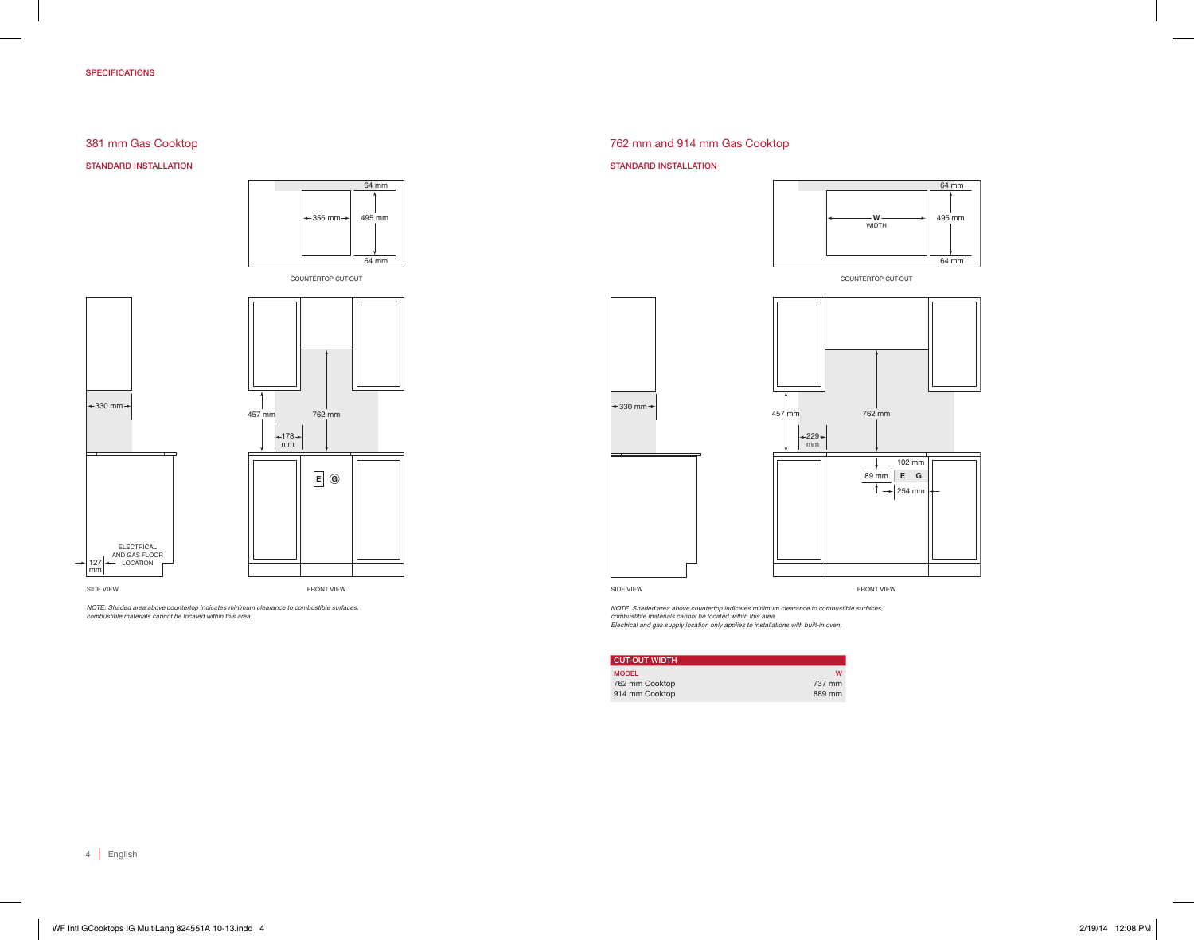SPECIFICATIONS

## 381 mm Gas Cooktop

### STANDARD INSTALLATION

64 mm

356 mm

495 mm

64 mm

COUNTERTOP CUT-OUT

330 mm

457 mm

762 mm

178 mm

E G

ELECTRICAL AND GAS FLOOR LOCATION

127 mm

SIDE VIEW

FRONT VIEW

*NOTE: Shaded area above countertop indicates minimum clearance to combustible surfaces, combustible materials cannot be located within this area.*

## 762 mm and 914 mm Gas Cooktop

### STANDARD INSTALLATION

64 mm

W WIDTH

495 mm

64 mm

COUNTERTOP CUT-OUT

330 mm

457 mm

762 mm

229 mm

102 mm

89 mm

E G

254 mm

SIDE VIEW

FRONT VIEW

*NOTE: Shaded area above countertop indicates minimum clearance to combustible surfaces, combustible materials cannot be located within this area.*
*Electrical and gas supply location only applies to installations with built-in oven.*

| CUT-OUT WIDTH | |
|---|---|
| MODEL | W |
| 762 mm Cooktop | 737 mm |
| 914 mm Cooktop | 889 mm |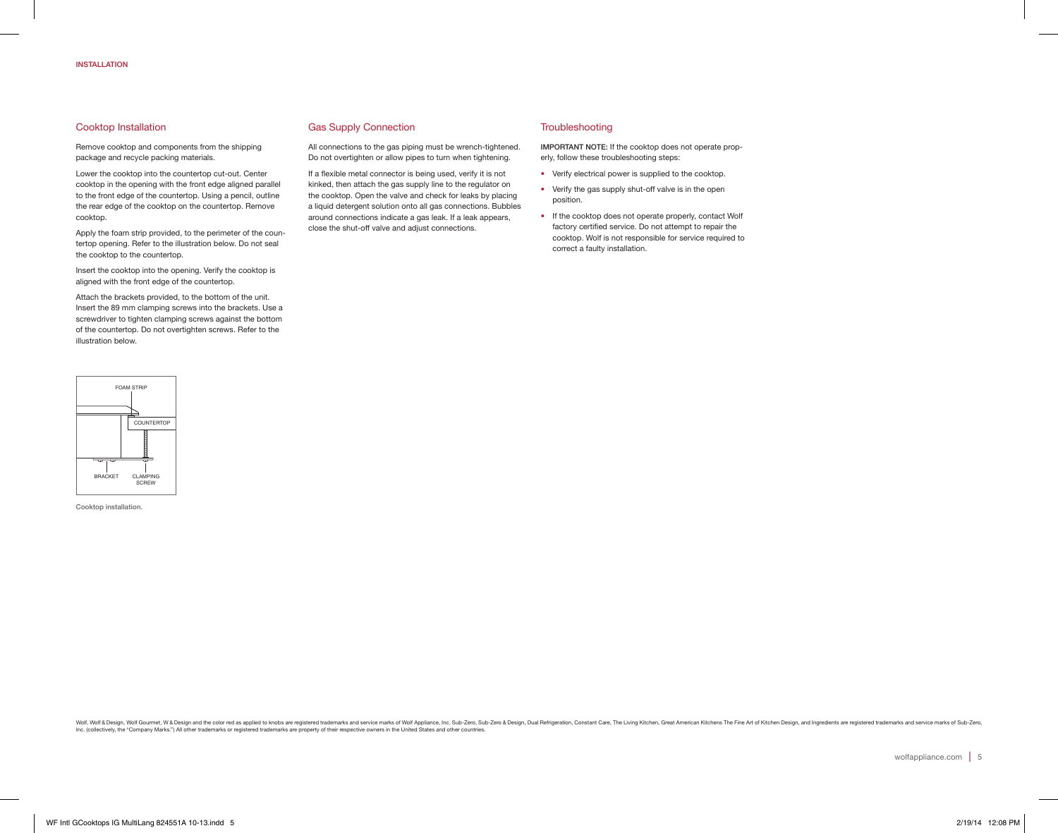INSTALLATION

## Cooktop Installation

Remove cooktop and components from the shipping package and recycle packing materials.

Lower the cooktop into the countertop cut-out. Center cooktop in the opening with the front edge aligned parallel to the front edge of the countertop. Using a pencil, outline the rear edge of the cooktop on the countertop. Remove cooktop.

Apply the foam strip provided, to the perimeter of the countertop opening. Refer to the illustration below. Do not seal the cooktop to the countertop.

Insert the cooktop into the opening. Verify the cooktop is aligned with the front edge of the countertop.

Attach the brackets provided, to the bottom of the unit. Insert the 89 mm clamping screws into the brackets. Use a screwdriver to tighten clamping screws against the bottom of the countertop. Do not overtighten screws. Refer to the illustration below.

FOAM STRIP

COUNTERTOP

BRACKET

CLAMPING SCREW

Cooktop installation.

## Gas Supply Connection

All connections to the gas piping must be wrench-tightened. Do not overtighten or allow pipes to turn when tightening.

If a flexible metal connector is being used, verify it is not kinked, then attach the gas supply line to the regulator on the cooktop. Open the valve and check for leaks by placing a liquid detergent solution onto all gas connections. Bubbles around connections indicate a gas leak. If a leak appears, close the shut-off valve and adjust connections.

## Troubleshooting

**IMPORTANT NOTE:** If the cooktop does not operate properly, follow these troubleshooting steps:

- Verify electrical power is supplied to the cooktop.
- Verify the gas supply shut-off valve is in the open position.
- If the cooktop does not operate properly, contact Wolf factory certified service. Do not attempt to repair the cooktop. Wolf is not responsible for service required to correct a faulty installation.

Wolf, Wolf & Design, Wolf Gourmet, W & Design and the color red as applied to knobs are registered trademarks and service marks of Wolf Appliance, Inc. Sub-Zero, Sub-Zero & Design, Dual Refrigeration, Constant Care, The Living Kitchen, Great American Kitchens The Fine Art of Kitchen Design, and Ingredients are registered trademarks and service marks of Sub-Zero, Inc. (collectively, the "Company Marks.") All other trademarks or registered trademarks are property of their respective owners in the United States and other countries.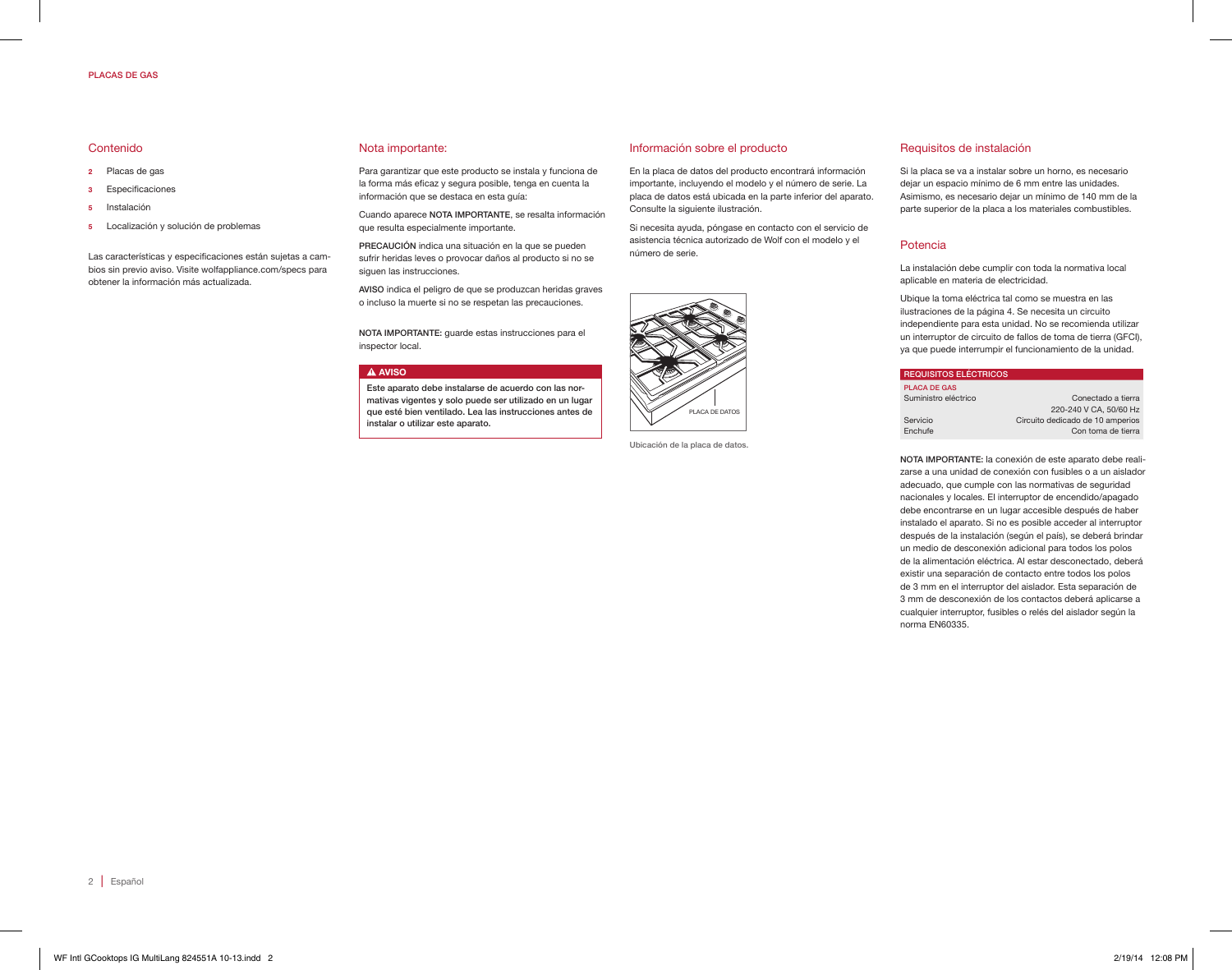## Contenido

- **2** Placas de gas
- **3** Especificaciones
- **5** Instalación
- **5** Localización y solución de problemas

Las características y especificaciones están sujetas a cambios sin previo aviso. Visite wolfappliance.com/specs para obtener la información más actualizada.

## Nota importante:

Para garantizar que este producto se instala y funciona de la forma más eficaz y segura posible, tenga en cuenta la información que se destaca en esta guía:

Cuando aparece **NOTA IMPORTANTE**, se resalta información que resulta especialmente importante.

**PRECAUCIÓN** indica una situación en la que se pueden sufrir heridas leves o provocar daños al producto si no se siguen las instrucciones.

**AVISO** indica el peligro de que se produzcan heridas graves o incluso la muerte si no se respetan las precauciones.

**NOTA IMPORTANTE:** guarde estas instrucciones para el inspector local.

**⚠ AVISO**

**Este aparato debe instalarse de acuerdo con las normativas vigentes y solo puede ser utilizado en un lugar que esté bien ventilado. Lea las instrucciones antes de instalar o utilizar este aparato.**

## Información sobre el producto

En la placa de datos del producto encontrará información importante, incluyendo el modelo y el número de serie. La placa de datos está ubicada en la parte inferior del aparato. Consulte la siguiente ilustración.

Si necesita ayuda, póngase en contacto con el servicio de asistencia técnica autorizado de Wolf con el modelo y el número de serie.

PLACA DE DATOS

Ubicación de la placa de datos.

## Requisitos de instalación

Si la placa se va a instalar sobre un horno, es necesario dejar un espacio mínimo de 6 mm entre las unidades. Asimismo, es necesario dejar un mínimo de 140 mm de la parte superior de la placa a los materiales combustibles.

## Potencia

La instalación debe cumplir con toda la normativa local aplicable en materia de electricidad.

Ubique la toma eléctrica tal como se muestra en las ilustraciones de la página 4. Se necesita un circuito independiente para esta unidad. No se recomienda utilizar un interruptor de circuito de fallos de toma de tierra (GFCI), ya que puede interrumpir el funcionamiento de la unidad.

| REQUISITOS ELÉCTRICOS | |
|---|---|
| PLACA DE GAS | |
| Suministro eléctrico | Conectado a tierra 220-240 V CA, 50/60 Hz |
| Servicio | Circuito dedicado de 10 amperios |
| Enchufe | Con toma de tierra |

**NOTA IMPORTANTE:** la conexión de este aparato debe realizarse a una unidad de conexión con fusibles o a un aislador adecuado, que cumple con las normativas de seguridad nacionales y locales. El interruptor de encendido/apagado debe encontrarse en un lugar accesible después de haber instalado el aparato. Si no es posible acceder al interruptor después de la instalación (según el país), se deberá brindar un medio de desconexión adicional para todos los polos de la alimentación eléctrica. Al estar desconectado, deberá existir una separación de contacto entre todos los polos de 3 mm en el interruptor del aislador. Esta separación de 3 mm de desconexión de los contactos deberá aplicarse a cualquier interruptor, fusibles o relés del aislador según la norma EN60335.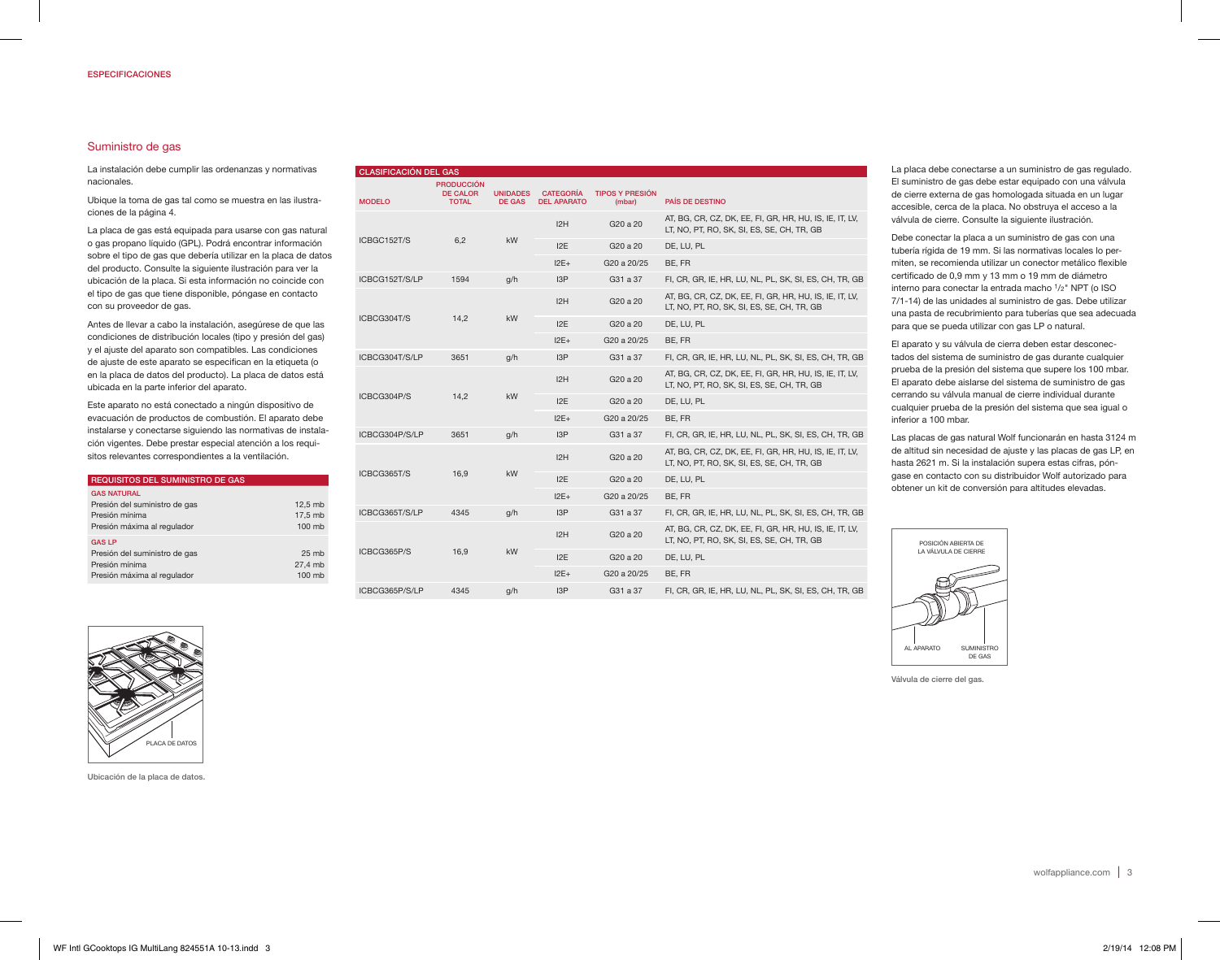ESPECIFICACIONES

## Suministro de gas

La instalación debe cumplir las ordenanzas y normativas nacionales.

Ubique la toma de gas tal como se muestra en las ilustraciones de la página 4.

La placa de gas está equipada para usarse con gas natural o gas propano líquido (GPL). Podrá encontrar información sobre el tipo de gas que debería utilizar en la placa de datos del producto. Consulte la siguiente ilustración para ver la ubicación de la placa. Si esta información no coincide con el tipo de gas que tiene disponible, póngase en contacto con su proveedor de gas.

Antes de llevar a cabo la instalación, asegúrese de que las condiciones de distribución locales (tipo y presión del gas) y el ajuste del aparato son compatibles. Las condiciones de ajuste de este aparato se especifican en la etiqueta (o en la placa de datos del producto). La placa de datos está ubicada en la parte inferior del aparato.

Este aparato no está conectado a ningún dispositivo de evacuación de productos de combustión. El aparato debe instalarse y conectarse siguiendo las normativas de instalación vigentes. Debe prestar especial atención a los requisitos relevantes correspondientes a la ventilación.

| REQUISITOS DEL SUMINISTRO DE GAS | |
|---|---|
| **GAS NATURAL** | |
| Presión del suministro de gas | 12,5 mb |
| Presión mínima | 17,5 mb |
| Presión máxima al regulador | 100 mb |
| **GAS LP** | |
| Presión del suministro de gas | 25 mb |
| Presión mínima | 27,4 mb |
| Presión máxima al regulador | 100 mb |

PLACA DE DATOS

Ubicación de la placa de datos.

| CLASIFICACIÓN DEL GAS | | | | | |
|---|---|---|---|---|---|
| MODELO | PRODUCCIÓN DE CALOR TOTAL | UNIDADES DE GAS | CATEGORÍA DEL APARATO | TIPOS Y PRESIÓN (mbar) | PAÍS DE DESTINO |
| ICBGC152T/S | 6,2 | kW | I2H | G20 a 20 | AT, BG, CR, CZ, DK, EE, FI, GR, HR, HU, IS, IE, IT, LV, LT, NO, PT, RO, SK, SI, ES, SE, CH, TR, GB |
| | | | I2E | G20 a 20 | DE, LU, PL |
| | | | I2E+ | G20 a 20/25 | BE, FR |
| ICBCG152T/S/LP | 1594 | g/h | I3P | G31 a 37 | FI, CR, GR, IE, HR, LU, NL, PL, SK, SI, ES, CH, TR, GB |
| ICBCG304T/S | 14,2 | kW | I2H | G20 a 20 | AT, BG, CR, CZ, DK, EE, FI, GR, HR, HU, IS, IE, IT, LV, LT, NO, PT, RO, SK, SI, ES, SE, CH, TR, GB |
| | | | I2E | G20 a 20 | DE, LU, PL |
| | | | I2E+ | G20 a 20/25 | BE, FR |
| ICBCG304T/S/LP | 3651 | g/h | I3P | G31 a 37 | FI, CR, GR, IE, HR, LU, NL, PL, SK, SI, ES, CH, TR, GB |
| ICBCG304P/S | 14,2 | kW | I2H | G20 a 20 | AT, BG, CR, CZ, DK, EE, FI, GR, HR, HU, IS, IE, IT, LV, LT, NO, PT, RO, SK, SI, ES, SE, CH, TR, GB |
| | | | I2E | G20 a 20 | DE, LU, PL |
| | | | I2E+ | G20 a 20/25 | BE, FR |
| ICBCG304P/S/LP | 3651 | g/h | I3P | G31 a 37 | FI, CR, GR, IE, HR, LU, NL, PL, SK, SI, ES, CH, TR, GB |
| ICBCG365T/S | 16,9 | kW | I2H | G20 a 20 | AT, BG, CR, CZ, DK, EE, FI, GR, HR, HU, IS, IE, IT, LV, LT, NO, PT, RO, SK, SI, ES, SE, CH, TR, GB |
| | | | I2E | G20 a 20 | DE, LU, PL |
| | | | I2E+ | G20 a 20/25 | BE, FR |
| ICBCG365T/S/LP | 4345 | g/h | I3P | G31 a 37 | FI, CR, GR, IE, HR, LU, NL, PL, SK, SI, ES, CH, TR, GB |
| ICBCG365P/S | 16,9 | kW | I2H | G20 a 20 | AT, BG, CR, CZ, DK, EE, FI, GR, HR, HU, IS, IE, IT, LV, LT, NO, PT, RO, SK, SI, ES, SE, CH, TR, GB |
| | | | I2E | G20 a 20 | DE, LU, PL |
| | | | I2E+ | G20 a 20/25 | BE, FR |
| ICBCG365P/S/LP | 4345 | g/h | I3P | G31 a 37 | FI, CR, GR, IE, HR, LU, NL, PL, SK, SI, ES, CH, TR, GB |

La placa debe conectarse a un suministro de gas regulado. El suministro de gas debe estar equipado con una válvula de cierre externa de gas homologada situada en un lugar accesible, cerca de la placa. No obstruya el acceso a la válvula de cierre. Consulte la siguiente ilustración.

Debe conectar la placa a un suministro de gas con una tubería rígida de 19 mm. Si las normativas locales lo permiten, se recomienda utilizar un conector metálico flexible certificado de 0,9 mm y 13 mm o 19 mm de diámetro interno para conectar la entrada macho 1/2" NPT (o ISO 7/1-14) de las unidades al suministro de gas. Debe utilizar una pasta de recubrimiento para tuberías que sea adecuada para que se pueda utilizar con gas LP o natural.

El aparato y su válvula de cierra deben estar desconectados del sistema de suministro de gas durante cualquier prueba de la presión del sistema que supere los 100 mbar. El aparato debe aislarse del sistema de suministro de gas cerrando su válvula manual de cierre individual durante cualquier prueba de la presión del sistema que sea igual o inferior a 100 mbar.

Las placas de gas natural Wolf funcionarán en hasta 3124 m de altitud sin necesidad de ajuste y las placas de gas LP, en hasta 2621 m. Si la instalación supera estas cifras, póngase en contacto con su distribuidor Wolf autorizado para obtener un kit de conversión para altitudes elevadas.

POSICIÓN ABIERTA DE LA VÁLVULA DE CIERRE

AL APARATO

SUMINISTRO DE GAS

Válvula de cierre del gas.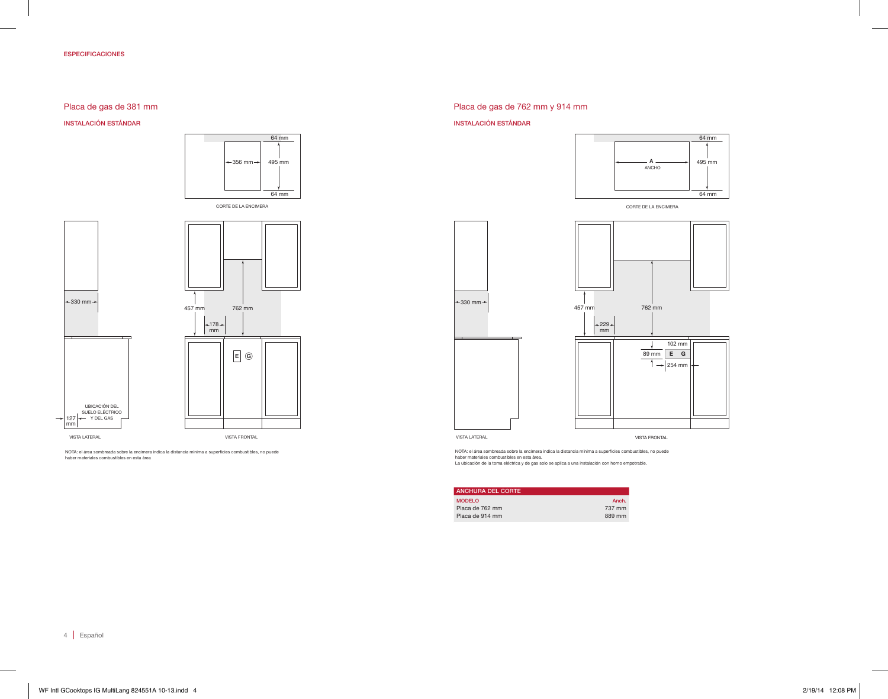## ESPECIFICACIONES

### Placa de gas de 381 mm

#### INSTALACIÓN ESTÁNDAR

64 mm

356 mm

495 mm

64 mm

CORTE DE LA ENCIMERA

330 mm

457 mm

762 mm

178 mm

E G

UBICACIÓN DEL SUELO ELÉCTRICO Y DEL GAS

127 mm

VISTA LATERAL

VISTA FRONTAL

NOTA: el área sombreada sobre la encimera indica la distancia mínima a superficies combustibles, no puede haber materiales combustibles en esta área

### Placa de gas de 762 mm y 914 mm

#### INSTALACIÓN ESTÁNDAR

64 mm

A ANCHO

495 mm

64 mm

CORTE DE LA ENCIMERA

330 mm

457 mm

762 mm

229 mm

102 mm

89 mm

E G

254 mm

VISTA LATERAL

VISTA FRONTAL

NOTA: el área sombreada sobre la encimera indica la distancia mínima a superficies combustibles, no puede haber materiales combustibles en esta área.
La ubicación de la toma eléctrica y de gas solo se aplica a una instalación con horno empotrable.

| ANCHURA DEL CORTE | |
|---|---|
| MODELO | Anch. |
| Placa de 762 mm | 737 mm |
| Placa de 914 mm | 889 mm |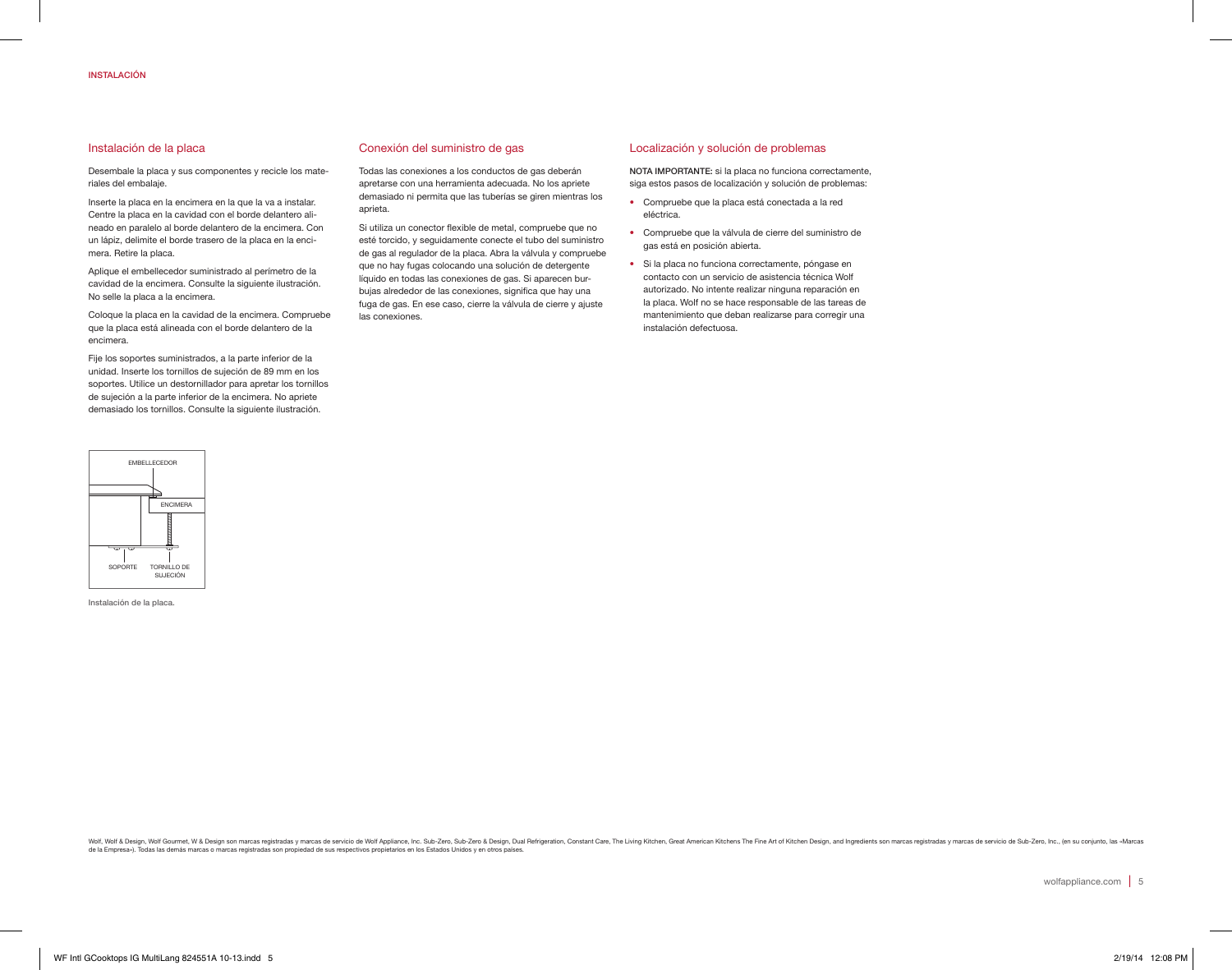## INSTALACIÓN

### Instalación de la placa

Desembale la placa y sus componentes y recicle los materiales del embalaje.

Inserte la placa en la encimera en la que la va a instalar. Centre la placa en la cavidad con el borde delantero alineado en paralelo al borde delantero de la encimera. Con un lápiz, delimite el borde trasero de la placa en la encimera. Retire la placa.

Aplique el embellecedor suministrado al perímetro de la cavidad de la encimera. Consulte la siguiente ilustración. No selle la placa a la encimera.

Coloque la placa en la cavidad de la encimera. Compruebe que la placa está alineada con el borde delantero de la encimera.

Fije los soportes suministrados, a la parte inferior de la unidad. Inserte los tornillos de sujeción de 89 mm en los soportes. Utilice un destornillador para apretar los tornillos de sujeción a la parte inferior de la encimera. No apriete demasiado los tornillos. Consulte la siguiente ilustración.

EMBELLECEDOR

ENCIMERA

SOPORTE

TORNILLO DE SUJECIÓN

Instalación de la placa.

### Conexión del suministro de gas

Todas las conexiones a los conductos de gas deberán apretarse con una herramienta adecuada. No los apriete demasiado ni permita que las tuberías se giren mientras los aprieta.

Si utiliza un conector flexible de metal, compruebe que no esté torcido, y seguidamente conecte el tubo del suministro de gas al regulador de la placa. Abra la válvula y compruebe que no hay fugas colocando una solución de detergente líquido en todas las conexiones de gas. Si aparecen burbujas alrededor de las conexiones, significa que hay una fuga de gas. En ese caso, cierre la válvula de cierre y ajuste las conexiones.

### Localización y solución de problemas

**NOTA IMPORTANTE:** si la placa no funciona correctamente, siga estos pasos de localización y solución de problemas:

- Compruebe que la placa está conectada a la red eléctrica.
- Compruebe que la válvula de cierre del suministro de gas está en posición abierta.
- Si la placa no funciona correctamente, póngase en contacto con un servicio de asistencia técnica Wolf autorizado. No intente realizar ninguna reparación en la placa. Wolf no se hace responsable de las tareas de mantenimiento que deban realizarse para corregir una instalación defectuosa.

Wolf, Wolf & Design, Wolf Gourmet, W & Design son marcas registradas y marcas de servicio de Wolf Appliance, Inc. Sub-Zero, Sub-Zero & Design, Dual Refrigeration, Constant Care, The Living Kitchen, Great American Kitchens The Fine Art of Kitchen Design, and Ingredients son marcas registradas y marcas de servicio de Sub-Zero, Inc., (en su conjunto, las «Marcas de la Empresa»). Todas las demás marcas o marcas registradas son propiedad de sus respectivos propietarios en los Estados Unidos y en otros países.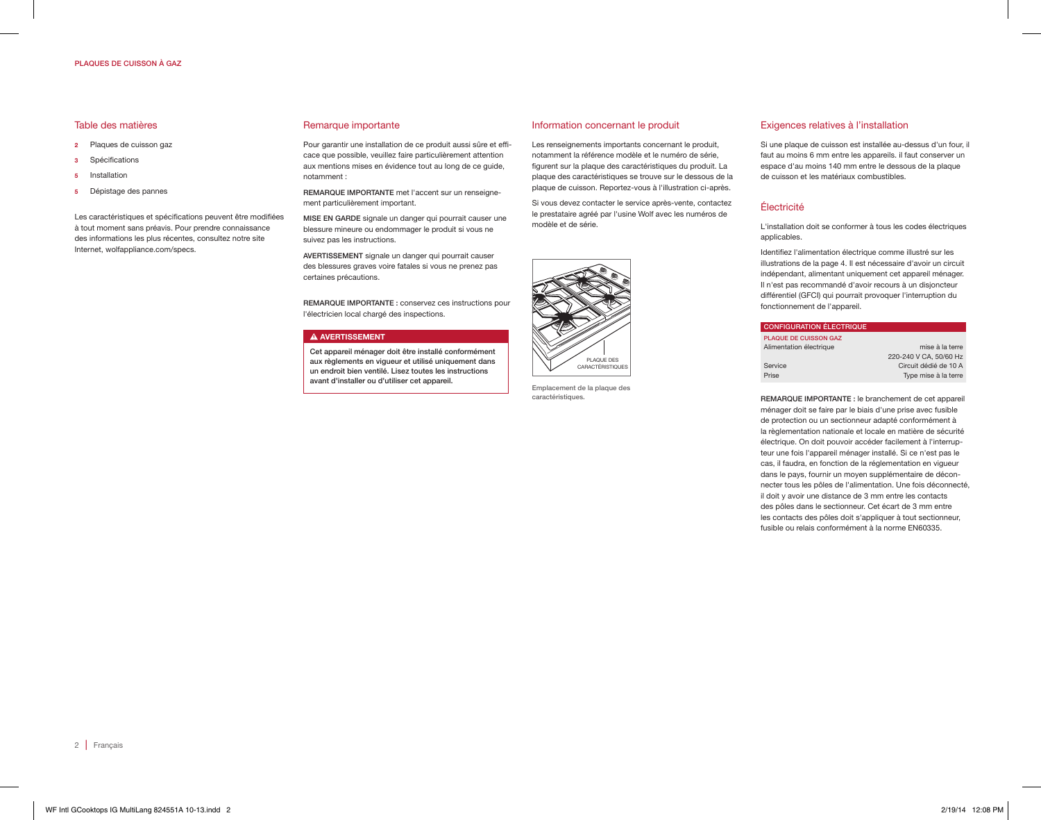## Table des matières

- **2** Plaques de cuisson gaz
- **3** Spécifications
- **5** Installation
- **5** Dépistage des pannes

Les caractéristiques et spécifications peuvent être modifiées à tout moment sans préavis. Pour prendre connaissance des informations les plus récentes, consultez notre site Internet, wolfappliance.com/specs.

## Remarque importante

Pour garantir une installation de ce produit aussi sûre et efficace que possible, veuillez faire particulièrement attention aux mentions mises en évidence tout au long de ce guide, notamment :

REMARQUE IMPORTANTE met l'accent sur un renseignement particulièrement important.

MISE EN GARDE signale un danger qui pourrait causer une blessure mineure ou endommager le produit si vous ne suivez pas les instructions.

AVERTISSEMENT signale un danger qui pourrait causer des blessures graves voire fatales si vous ne prenez pas certaines précautions.

REMARQUE IMPORTANTE : conservez ces instructions pour l'électricien local chargé des inspections.

**⚠ AVERTISSEMENT**

**Cet appareil ménager doit être installé conformément aux règlements en vigueur et utilisé uniquement dans un endroit bien ventilé. Lisez toutes les instructions avant d'installer ou d'utiliser cet appareil.**

## Information concernant le produit

Les renseignements importants concernant le produit, notamment la référence modèle et le numéro de série, figurent sur la plaque des caractéristiques du produit. La plaque des caractéristiques se trouve sur le dessous de la plaque de cuisson. Reportez-vous à l'illustration ci-après.

Si vous devez contacter le service après-vente, contactez le prestataire agréé par l'usine Wolf avec les numéros de modèle et de série.

PLAQUE DES CARACTÉRISTIQUES

Emplacement de la plaque des caractéristiques.

## Exigences relatives à l'installation

Si une plaque de cuisson est installée au-dessus d'un four, il faut au moins 6 mm entre les appareils. il faut conserver un espace d'au moins 140 mm entre le dessous de la plaque de cuisson et les matériaux combustibles.

## Électricité

L'installation doit se conformer à tous les codes électriques applicables.

Identifiez l'alimentation électrique comme illustré sur les illustrations de la page 4. Il est nécessaire d'avoir un circuit indépendant, alimentant uniquement cet appareil ménager. Il n'est pas recommandé d'avoir recours à un disjoncteur différentiel (GFCI) qui pourrait provoquer l'interruption du fonctionnement de l'appareil.

| CONFIGURATION ÉLECTRIQUE | |
|---|---|
| PLAQUE DE CUISSON GAZ | |
| Alimentation électrique | mise à la terre 220-240 V CA, 50/60 Hz |
| Service | Circuit dédié de 10 A |
| Prise | Type mise à la terre |

REMARQUE IMPORTANTE : le branchement de cet appareil ménager doit se faire par le biais d'une prise avec fusible de protection ou un sectionneur adapté conformément à la règlementation nationale et locale en matière de sécurité électrique. On doit pouvoir accéder facilement à l'interrupteur une fois l'appareil ménager installé. Si ce n'est pas le cas, il faudra, en fonction de la réglementation en vigueur dans le pays, fournir un moyen supplémentaire de déconnecter tous les pôles de l'alimentation. Une fois déconnecté, il doit y avoir une distance de 3 mm entre les contacts des pôles dans le sectionneur. Cet écart de 3 mm entre les contacts des pôles doit s'appliquer à tout sectionneur, fusible ou relais conformément à la norme EN60335.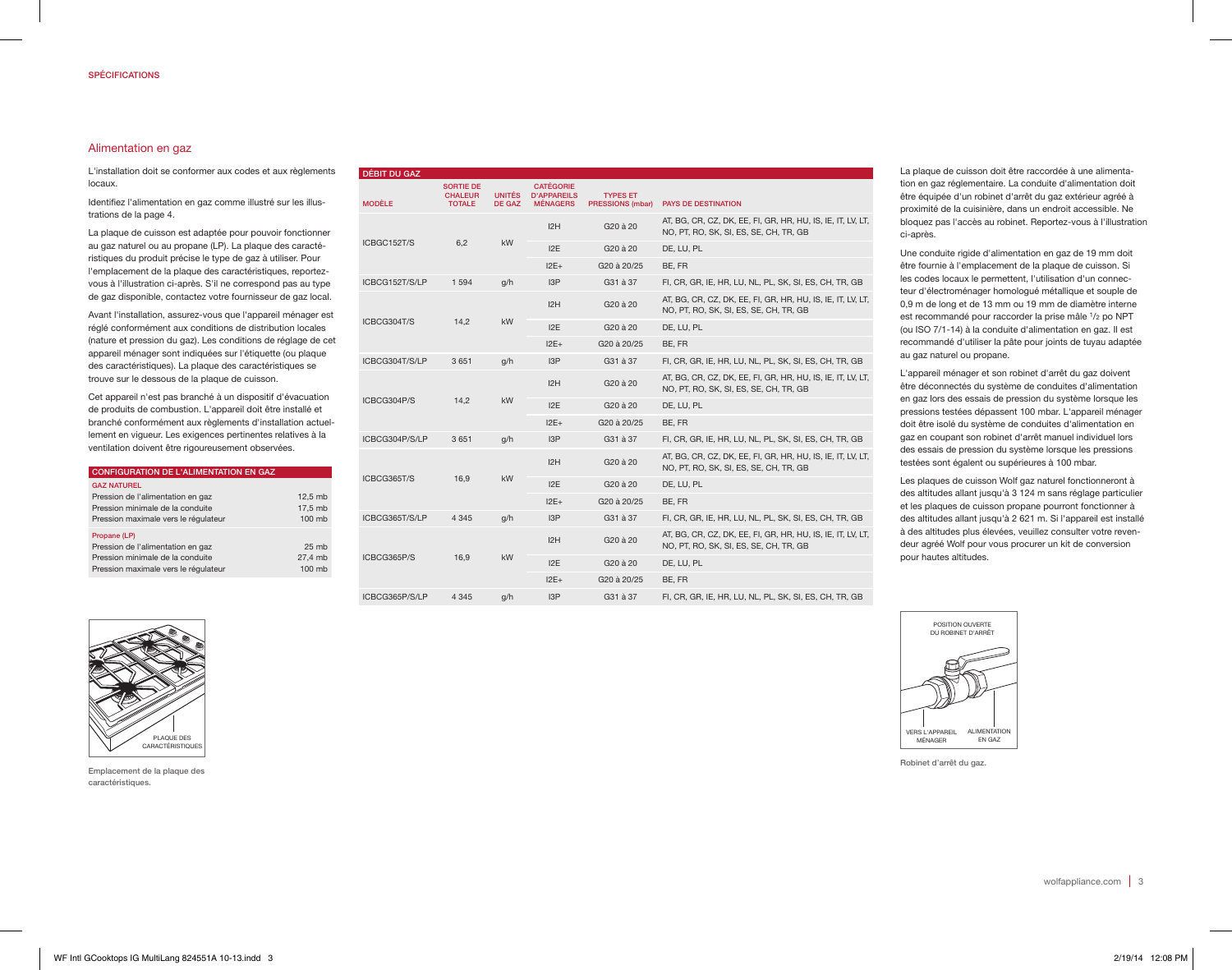## Alimentation en gaz

L'installation doit se conformer aux codes et aux règlements locaux.

Identifiez l'alimentation en gaz comme illustré sur les illustrations de la page 4.

La plaque de cuisson est adaptée pour pouvoir fonctionner au gaz naturel ou au propane (LP). La plaque des caractéristiques du produit précise le type de gaz à utiliser. Pour l'emplacement de la plaque des caractéristiques, reportez-vous à l'illustration ci-après. S'il ne correspond pas au type de gaz disponible, contactez votre fournisseur de gaz local.

Avant l'installation, assurez-vous que l'appareil ménager est réglé conformément aux conditions de distribution locales (nature et pression du gaz). Les conditions de réglage de cet appareil ménager sont indiquées sur l'étiquette (ou plaque des caractéristiques). La plaque des caractéristiques se trouve sur le dessous de la plaque de cuisson.

Cet appareil n'est pas branché à un dispositif d'évacuation de produits de combustion. L'appareil doit être installé et branché conformément aux règlements d'installation actuellement en vigueur. Les exigences pertinentes relatives à la ventilation doivent être rigoureusement observées.

| CONFIGURATION DE L'ALIMENTATION EN GAZ | |
|---|---|
| **GAZ NATUREL** | |
| Pression de l'alimentation en gaz | 12,5 mb |
| Pression minimale de la conduite | 17,5 mb |
| Pression maximale vers le régulateur | 100 mb |
| **Propane (LP)** | |
| Pression de l'alimentation en gaz | 25 mb |
| Pression minimale de la conduite | 27,4 mb |
| Pression maximale vers le régulateur | 100 mb |

PLAQUE DES CARACTÉRISTIQUES

Emplacement de la plaque des caractéristiques.

**DÉBIT DU GAZ**

| MODÈLE | SORTIE DE CHALEUR TOTALE | UNITÉS DE GAZ | CATÉGORIE D'APPAREILS MÉNAGERS | TYPES ET PRESSIONS (mbar) | PAYS DE DESTINATION |
|---|---|---|---|---|---|
| ICBGC152T/S | 6,2 | kW | I2H | G20 à 20 | AT, BG, CR, CZ, DK, EE, FI, GR, HR, HU, IS, IE, IT, LV, LT, NO, PT, RO, SK, SI, ES, SE, CH, TR, GB |
| | | | I2E | G20 à 20 | DE, LU, PL |
| | | | I2E+ | G20 à 20/25 | BE, FR |
| ICBCG152T/S/LP | 1 594 | g/h | I3P | G31 à 37 | FI, CR, GR, IE, HR, LU, NL, PL, SK, SI, ES, CH, TR, GB |
| ICBCG304T/S | 14,2 | kW | I2H | G20 à 20 | AT, BG, CR, CZ, DK, EE, FI, GR, HR, HU, IS, IE, IT, LV, LT, NO, PT, RO, SK, SI, ES, SE, CH, TR, GB |
| | | | I2E | G20 à 20 | DE, LU, PL |
| | | | I2E+ | G20 à 20/25 | BE, FR |
| ICBCG304T/S/LP | 3 651 | g/h | I3P | G31 à 37 | FI, CR, GR, IE, HR, LU, NL, PL, SK, SI, ES, CH, TR, GB |
| ICBCG304P/S | 14,2 | kW | I2H | G20 à 20 | AT, BG, CR, CZ, DK, EE, FI, GR, HR, HU, IS, IE, IT, LV, LT, NO, PT, RO, SK, SI, ES, SE, CH, TR, GB |
| | | | I2E | G20 à 20 | DE, LU, PL |
| | | | I2E+ | G20 à 20/25 | BE, FR |
| ICBCG304P/S/LP | 3 651 | g/h | I3P | G31 à 37 | FI, CR, GR, IE, HR, LU, NL, PL, SK, SI, ES, CH, TR, GB |
| ICBCG365T/S | 16,9 | kW | I2H | G20 à 20 | AT, BG, CR, CZ, DK, EE, FI, GR, HR, HU, IS, IE, IT, LV, LT, NO, PT, RO, SK, SI, ES, SE, CH, TR, GB |
| | | | I2E | G20 à 20 | DE, LU, PL |
| | | | I2E+ | G20 à 20/25 | BE, FR |
| ICBCG365T/S/LP | 4 345 | g/h | I3P | G31 à 37 | FI, CR, GR, IE, HR, LU, NL, PL, SK, SI, ES, CH, TR, GB |
| ICBCG365P/S | 16,9 | kW | I2H | G20 à 20 | AT, BG, CR, CZ, DK, EE, FI, GR, HR, HU, IS, IE, IT, LV, LT, NO, PT, RO, SK, SI, ES, SE, CH, TR, GB |
| | | | I2E | G20 à 20 | DE, LU, PL |
| | | | I2E+ | G20 à 20/25 | BE, FR |
| ICBCG365P/S/LP | 4 345 | g/h | I3P | G31 à 37 | FI, CR, GR, IE, HR, LU, NL, PL, SK, SI, ES, CH, TR, GB |

La plaque de cuisson doit être raccordée à une alimentation en gaz réglementaire. La conduite d'alimentation doit être équipée d'un robinet d'arrêt du gaz extérieur agréé à proximité de la cuisinière, dans un endroit accessible. Ne bloquez pas l'accès au robinet. Reportez-vous à l'illustration ci-après.

Une conduite rigide d'alimentation en gaz de 19 mm doit être fournie à l'emplacement de la plaque de cuisson. Si les codes locaux le permettent, l'utilisation d'un connecteur d'électroménager homologué métallique et souple de 0,9 m de long et de 13 mm ou 19 mm de diamètre interne est recommandé pour raccorder la prise mâle 1/2 po NPT (ou ISO 7/1-14) à la conduite d'alimentation en gaz. Il est recommandé d'utiliser la pâte pour joints de tuyau adaptée au gaz naturel ou propane.

L'appareil ménager et son robinet d'arrêt du gaz doivent être déconnectés du système de conduites d'alimentation en gaz lors des essais de pression du système lorsque les pressions testées dépassent 100 mbar. L'appareil ménager doit être isolé du système de conduites d'alimentation en gaz en coupant son robinet d'arrêt manuel individuel lors des essais de pression du système lorsque les pressions testées sont égalent ou supérieures à 100 mbar.

Les plaques de cuisson Wolf gaz naturel fonctionneront à des altitudes allant jusqu'à 3 124 m sans réglage particulier et les plaques de cuisson propane pourront fonctionner à des altitudes allant jusqu'à 2 621 m. Si l'appareil est installé à des altitudes plus élevées, veuillez consulter votre revendeur agréé Wolf pour vous procurer un kit de conversion pour hautes altitudes.

POSITION OUVERTE DU ROBINET D'ARRÊT

VERS L'APPAREIL MÉNAGER

ALIMENTATION EN GAZ

Robinet d'arrêt du gaz.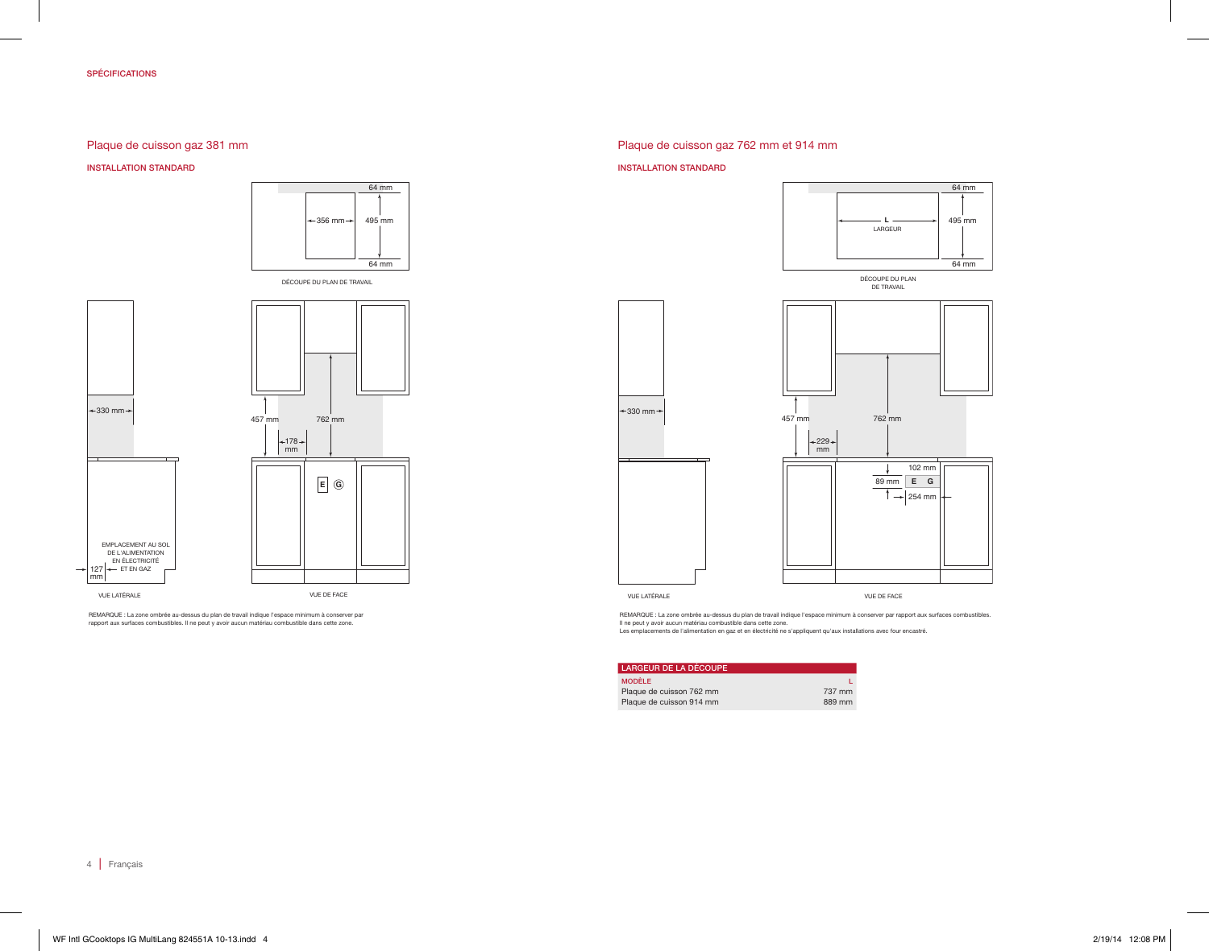## SPÉCIFICATIONS

### Plaque de cuisson gaz 381 mm

**INSTALLATION STANDARD**

64 mm

356 mm

495 mm

64 mm

DÉCOUPE DU PLAN DE TRAVAIL

330 mm

457 mm

762 mm

178 mm

E G

EMPLACEMENT AU SOL DE L'ALIMENTATION EN ÉLECTRICITÉ ET EN GAZ

127 mm

VUE LATÉRALE

VUE DE FACE

REMARQUE : La zone ombrée au-dessus du plan de travail indique l'espace minimum à conserver par rapport aux surfaces combustibles. Il ne peut y avoir aucun matériau combustible dans cette zone.

### Plaque de cuisson gaz 762 mm et 914 mm

**INSTALLATION STANDARD**

64 mm

L LARGEUR

495 mm

64 mm

DÉCOUPE DU PLAN DE TRAVAIL

330 mm

457 mm

762 mm

229 mm

102 mm

89 mm

E G

254 mm

VUE LATÉRALE

VUE DE FACE

REMARQUE : La zone ombrée au-dessus du plan de travail indique l'espace minimum à conserver par rapport aux surfaces combustibles. Il ne peut y avoir aucun matériau combustible dans cette zone.
Les emplacements de l'alimentation en gaz et en électricité ne s'appliquent qu'aux installations avec four encastré.

| LARGEUR DE LA DÉCOUPE | |
|---|---|
| MODÈLE | L |
| Plaque de cuisson 762 mm | 737 mm |
| Plaque de cuisson 914 mm | 889 mm |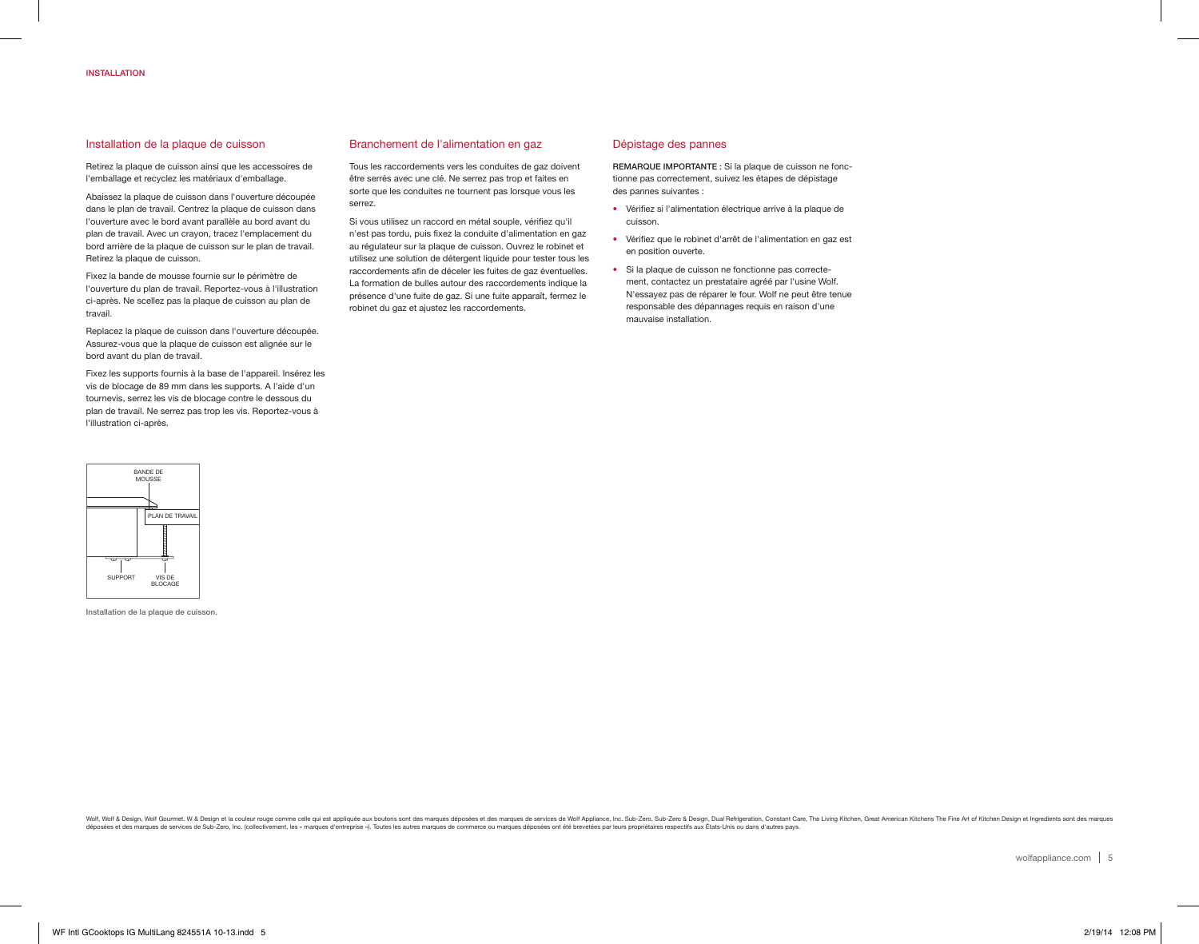INSTALLATION

## Installation de la plaque de cuisson

Retirez la plaque de cuisson ainsi que les accessoires de l'emballage et recyclez les matériaux d'emballage.

Abaissez la plaque de cuisson dans l'ouverture découpée dans le plan de travail. Centrez la plaque de cuisson dans l'ouverture avec le bord avant parallèle au bord avant du plan de travail. Avec un crayon, tracez l'emplacement du bord arrière de la plaque de cuisson sur le plan de travail. Retirez la plaque de cuisson.

Fixez la bande de mousse fournie sur le périmètre de l'ouverture du plan de travail. Reportez-vous à l'illustration ci-après. Ne scellez pas la plaque de cuisson au plan de travail.

Replacez la plaque de cuisson dans l'ouverture découpée. Assurez-vous que la plaque de cuisson est alignée sur le bord avant du plan de travail.

Fixez les supports fournis à la base de l'appareil. Insérez les vis de blocage de 89 mm dans les supports. A l'aide d'un tournevis, serrez les vis de blocage contre le dessous du plan de travail. Ne serrez pas trop les vis. Reportez-vous à l'illustration ci-après.

BANDE DE MOUSSE

PLAN DE TRAVAIL

SUPPORT

VIS DE BLOCAGE

Installation de la plaque de cuisson.

## Branchement de l'alimentation en gaz

Tous les raccordements vers les conduites de gaz doivent être serrés avec une clé. Ne serrez pas trop et faites en sorte que les conduites ne tournent pas lorsque vous les serrez.

Si vous utilisez un raccord en métal souple, vérifiez qu'il n'est pas tordu, puis fixez la conduite d'alimentation en gaz au régulateur sur la plaque de cuisson. Ouvrez le robinet et utilisez une solution de détergent liquide pour tester tous les raccordements afin de déceler les fuites de gaz éventuelles. La formation de bulles autour des raccordements indique la présence d'une fuite de gaz. Si une fuite apparaît, fermez le robinet du gaz et ajustez les raccordements.

## Dépistage des pannes

**REMARQUE IMPORTANTE :** Si la plaque de cuisson ne fonctionne pas correctement, suivez les étapes de dépistage des pannes suivantes :

- Vérifiez si l'alimentation électrique arrive à la plaque de cuisson.
- Vérifiez que le robinet d'arrêt de l'alimentation en gaz est en position ouverte.
- Si la plaque de cuisson ne fonctionne pas correctement, contactez un prestataire agréé par l'usine Wolf. N'essayez pas de réparer le four. Wolf ne peut être tenue responsable des dépannages requis en raison d'une mauvaise installation.

Wolf, Wolf & Design, Wolf Gourmet, W & Design et la couleur rouge comme celle qui est appliquée aux boutons sont des marques déposées et des marques de services de Wolf Appliance, Inc. Sub-Zero, Sub-Zero & Design, Dual Refrigeration, Constant Care, The Living Kitchen, Great American Kitchens The Fine Art of Kitchen Design et Ingredients sont des marques déposées et des marques de services de Sub-Zero, Inc. (collectivement, les « marques d'entreprise »). Toutes les autres marques de commerce ou marques déposées ont été brevetées par leurs propriétaires respectifs aux États-Unis ou dans d'autres pays.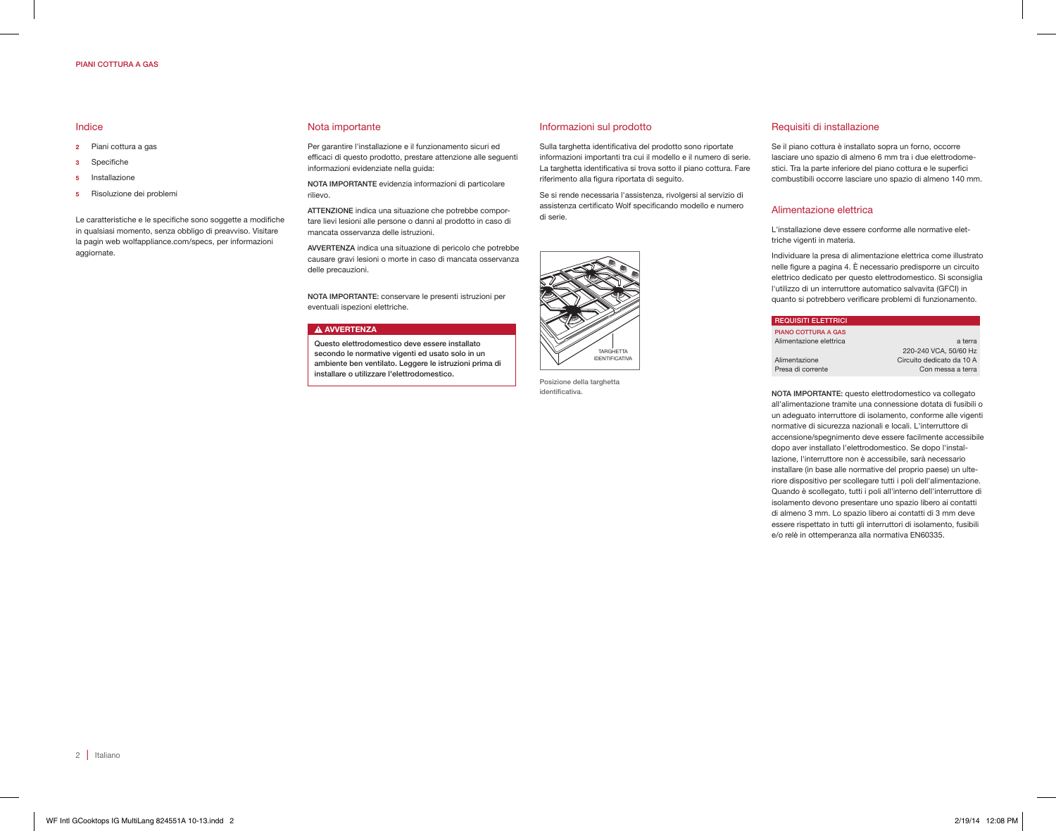## Indice

- 2 Piani cottura a gas
- 3 Specifiche
- 5 Installazione
- 5 Risoluzione dei problemi

Le caratteristiche e le specifiche sono soggette a modifiche in qualsiasi momento, senza obbligo di preavviso. Visitare la pagin web wolfappliance.com/specs, per informazioni aggiornate.

## Nota importante

Per garantire l'installazione e il funzionamento sicuri ed efficaci di questo prodotto, prestare attenzione alle seguenti informazioni evidenziate nella guida:

**NOTA IMPORTANTE** evidenzia informazioni di particolare rilievo.

**ATTENZIONE** indica una situazione che potrebbe comportare lievi lesioni alle persone o danni al prodotto in caso di mancata osservanza delle istruzioni.

**AVVERTENZA** indica una situazione di pericolo che potrebbe causare gravi lesioni o morte in caso di mancata osservanza delle precauzioni.

**NOTA IMPORTANTE:** conservare le presenti istruzioni per eventuali ispezioni elettriche.

**⚠ AVVERTENZA**

**Questo elettrodomestico deve essere installato secondo le normative vigenti ed usato solo in un ambiente ben ventilato. Leggere le istruzioni prima di installare o utilizzare l'elettrodomestico.**

## Informazioni sul prodotto

Sulla targhetta identificativa del prodotto sono riportate informazioni importanti tra cui il modello e il numero di serie. La targhetta identificativa si trova sotto il piano cottura. Fare riferimento alla figura riportata di seguito.

Se si rende necessaria l'assistenza, rivolgersi al servizio di assistenza certificato Wolf specificando modello e numero di serie.

TARGHETTA IDENTIFICATIVA

Posizione della targhetta identificativa.

## Requisiti di installazione

Se il piano cottura è installato sopra un forno, occorre lasciare uno spazio di almeno 6 mm tra i due elettrodomestici. Tra la parte inferiore del piano cottura e le superfici combustibili occorre lasciare uno spazio di almeno 140 mm.

## Alimentazione elettrica

L'installazione deve essere conforme alle normative elettriche vigenti in materia.

Individuare la presa di alimentazione elettrica come illustrato nelle figure a pagina 4. È necessario predisporre un circuito elettrico dedicato per questo elettrodomestico. Si sconsiglia l'utilizzo di un interruttore automatico salvavita (GFCI) in quanto si potrebbero verificare problemi di funzionamento.

| REQUISITI ELETTRICI | |
|---|---|
| PIANO COTTURA A GAS | |
| Alimentazione elettrica | a terra<br>220-240 VCA, 50/60 Hz |
| Alimentazione | Circuito dedicato da 10 A |
| Presa di corrente | Con messa a terra |

**NOTA IMPORTANTE:** questo elettrodomestico va collegato all'alimentazione tramite una connessione dotata di fusibili o un adeguato interruttore di isolamento, conforme alle vigenti normative di sicurezza nazionali e locali. L'interruttore di accensione/spegnimento deve essere facilmente accessibile dopo aver installato l'elettrodomestico. Se dopo l'installazione, l'interruttore non è accessibile, sarà necessario installare (in base alle normative del proprio paese) un ulteriore dispositivo per scollegare tutti i poli dell'alimentazione. Quando è scollegato, tutti i poli all'interno dell'interruttore di isolamento devono presentare uno spazio libero ai contatti di almeno 3 mm. Lo spazio libero ai contatti di 3 mm deve essere rispettato in tutti gli interruttori di isolamento, fusibili e/o relè in ottemperanza alla normativa EN60335.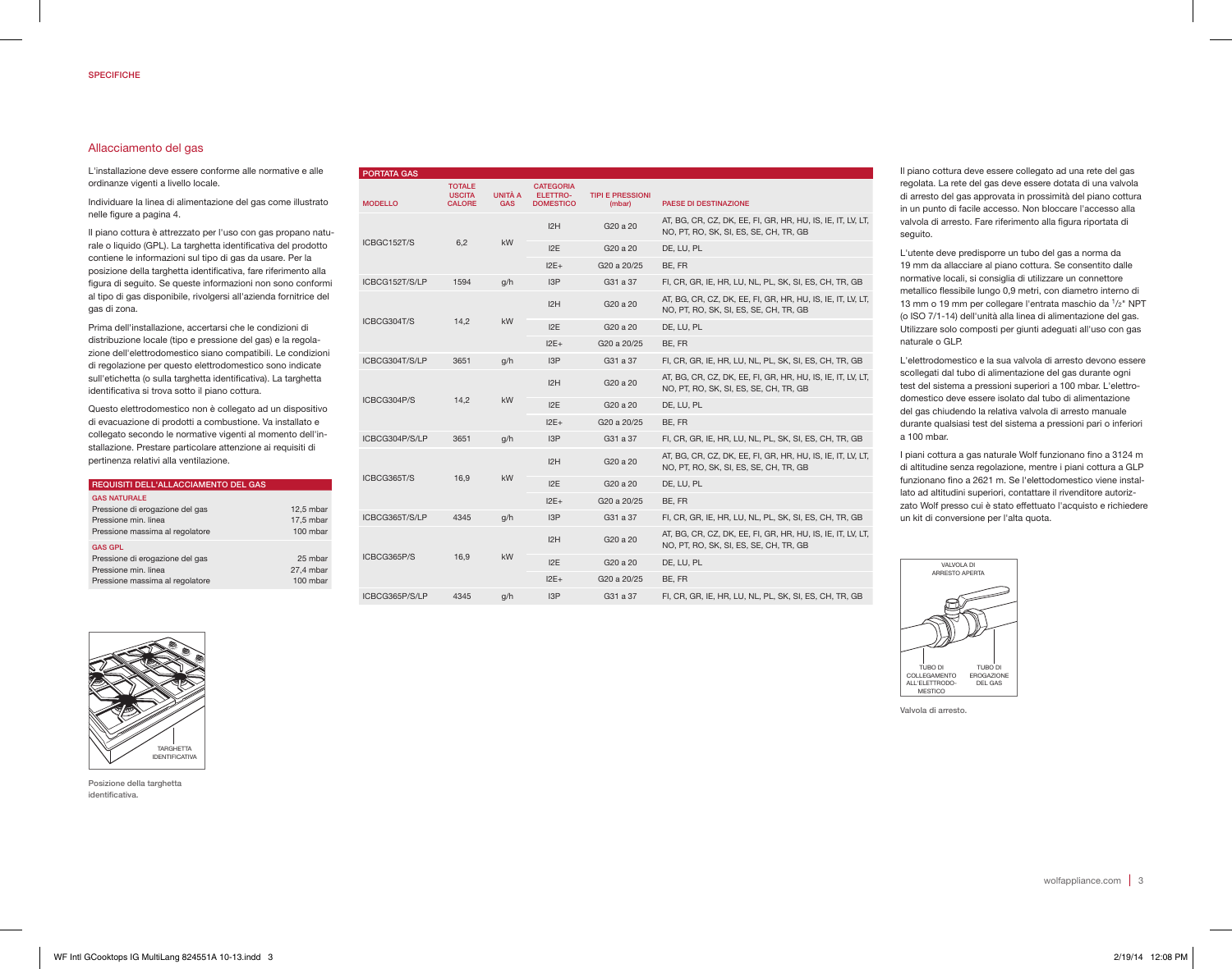SPECIFICHE

## Allacciamento del gas

L'installazione deve essere conforme alle normative e alle ordinanze vigenti a livello locale.

Individuare la linea di alimentazione del gas come illustrato nelle figure a pagina 4.

Il piano cottura è attrezzato per l'uso con gas propano naturale o liquido (GPL). La targhetta identificativa del prodotto contiene le informazioni sul tipo di gas da usare. Per la posizione della targhetta identificativa, fare riferimento alla figura di seguito. Se queste informazioni non sono conformi al tipo di gas disponibile, rivolgersi all'azienda fornitrice del gas di zona.

Prima dell'installazione, accertarsi che le condizioni di distribuzione locale (tipo e pressione del gas) e la regolazione dell'elettrodomestico siano compatibili. Le condizioni di regolazione per questo elettrodomestico sono indicate sull'etichetta (o sulla targhetta identificativa). La targhetta identificativa si trova sotto il piano cottura.

Questo elettrodomestico non è collegato ad un dispositivo di evacuazione di prodotti a combustione. Va installato e collegato secondo le normative vigenti al momento dell'installazione. Prestare particolare attenzione ai requisiti di pertinenza relativi alla ventilazione.

| REQUISITI DELL'ALLACCIAMENTO DEL GAS | |
|---|---|
| **GAS NATURALE** | |
| Pressione di erogazione del gas | 12,5 mbar |
| Pressione min. linea | 17,5 mbar |
| Pressione massima al regolatore | 100 mbar |
| **GAS GPL** | |
| Pressione di erogazione del gas | 25 mbar |
| Pressione min. linea | 27,4 mbar |
| Pressione massima al regolatore | 100 mbar |

TARGHETTA IDENTIFICATIVA

Posizione della targhetta identificativa.

| PORTATA GAS | | | | | |
|---|---|---|---|---|---|
| MODELLO | TOTALE USCITA CALORE | UNITÀ A GAS | CATEGORIA ELETTRO-DOMESTICO | TIPI E PRESSIONI (mbar) | PAESE DI DESTINAZIONE |
| ICBGC152T/S | 6,2 | kW | I2H | G20 a 20 | AT, BG, CR, CZ, DK, EE, FI, GR, HR, HU, IS, IE, IT, LV, LT, NO, PT, RO, SK, SI, ES, SE, CH, TR, GB |
| | | | I2E | G20 a 20 | DE, LU, PL |
| | | | I2E+ | G20 a 20/25 | BE, FR |
| ICBCG152T/S/LP | 1594 | g/h | I3P | G31 a 37 | FI, CR, GR, IE, HR, LU, NL, PL, SK, SI, ES, CH, TR, GB |
| ICBCG304T/S | 14,2 | kW | I2H | G20 a 20 | AT, BG, CR, CZ, DK, EE, FI, GR, HR, HU, IS, IE, IT, LV, LT, NO, PT, RO, SK, SI, ES, SE, CH, TR, GB |
| | | | I2E | G20 a 20 | DE, LU, PL |
| | | | I2E+ | G20 a 20/25 | BE, FR |
| ICBCG304T/S/LP | 3651 | g/h | I3P | G31 a 37 | FI, CR, GR, IE, HR, LU, NL, PL, SK, SI, ES, CH, TR, GB |
| ICBCG304P/S | 14,2 | kW | I2H | G20 a 20 | AT, BG, CR, CZ, DK, EE, FI, GR, HR, HU, IS, IE, IT, LV, LT, NO, PT, RO, SK, SI, ES, SE, CH, TR, GB |
| | | | I2E | G20 a 20 | DE, LU, PL |
| | | | I2E+ | G20 a 20/25 | BE, FR |
| ICBCG304P/S/LP | 3651 | g/h | I3P | G31 a 37 | FI, CR, GR, IE, HR, LU, NL, PL, SK, SI, ES, CH, TR, GB |
| ICBCG365T/S | 16,9 | kW | I2H | G20 a 20 | AT, BG, CR, CZ, DK, EE, FI, GR, HR, HU, IS, IE, IT, LV, LT, NO, PT, RO, SK, SI, ES, SE, CH, TR, GB |
| | | | I2E | G20 a 20 | DE, LU, PL |
| | | | I2E+ | G20 a 20/25 | BE, FR |
| ICBCG365T/S/LP | 4345 | g/h | I3P | G31 a 37 | FI, CR, GR, IE, HR, LU, NL, PL, SK, SI, ES, CH, TR, GB |
| ICBCG365P/S | 16,9 | kW | I2H | G20 a 20 | AT, BG, CR, CZ, DK, EE, FI, GR, HR, HU, IS, IE, IT, LV, LT, NO, PT, RO, SK, SI, ES, SE, CH, TR, GB |
| | | | I2E | G20 a 20 | DE, LU, PL |
| | | | I2E+ | G20 a 20/25 | BE, FR |
| ICBCG365P/S/LP | 4345 | g/h | I3P | G31 a 37 | FI, CR, GR, IE, HR, LU, NL, PL, SK, SI, ES, CH, TR, GB |

Il piano cottura deve essere collegato ad una rete del gas regolata. La rete del gas deve essere dotata di una valvola di arresto del gas approvata in prossimità del piano cottura in un punto di facile accesso. Non bloccare l'accesso alla valvola di arresto. Fare riferimento alla figura riportata di seguito.

L'utente deve predisporre un tubo del gas a norma da 19 mm da allacciare al piano cottura. Se consentito dalle normative locali, si consiglia di utilizzare un connettore metallico flessibile lungo 0,9 metri, con diametro interno di 13 mm o 19 mm per collegare l'entrata maschio da $^{1}/_{2}$" NPT (o ISO 7/1-14) dell'unità alla linea di alimentazione del gas. Utilizzare solo composti per giunti adeguati all'uso con gas naturale o GLP.

L'elettrodomestico e la sua valvola di arresto devono essere scollegati dal tubo di alimentazione del gas durante ogni test del sistema a pressioni superiori a 100 mbar. L'elettrodomestico deve essere isolato dal tubo di alimentazione del gas chiudendo la relativa valvola di arresto manuale durante qualsiasi test del sistema a pressioni pari o inferiori a 100 mbar.

I piani cottura a gas naturale Wolf funzionano fino a 3124 m di altitudine senza regolazione, mentre i piani cottura a GLP funzionano fino a 2621 m. Se l'elettodomestico viene installato ad altitudini superiori, contattare il rivenditore autorizzato Wolf presso cui è stato effettuato l'acquisto e richiedere un kit di conversione per l'alta quota.

VALVOLA DI ARRESTO APERTA

TUBO DI COLLEGAMENTO ALL'ELETTRODOMESTICO

TUBO DI EROGAZIONE DEL GAS

Valvola di arresto.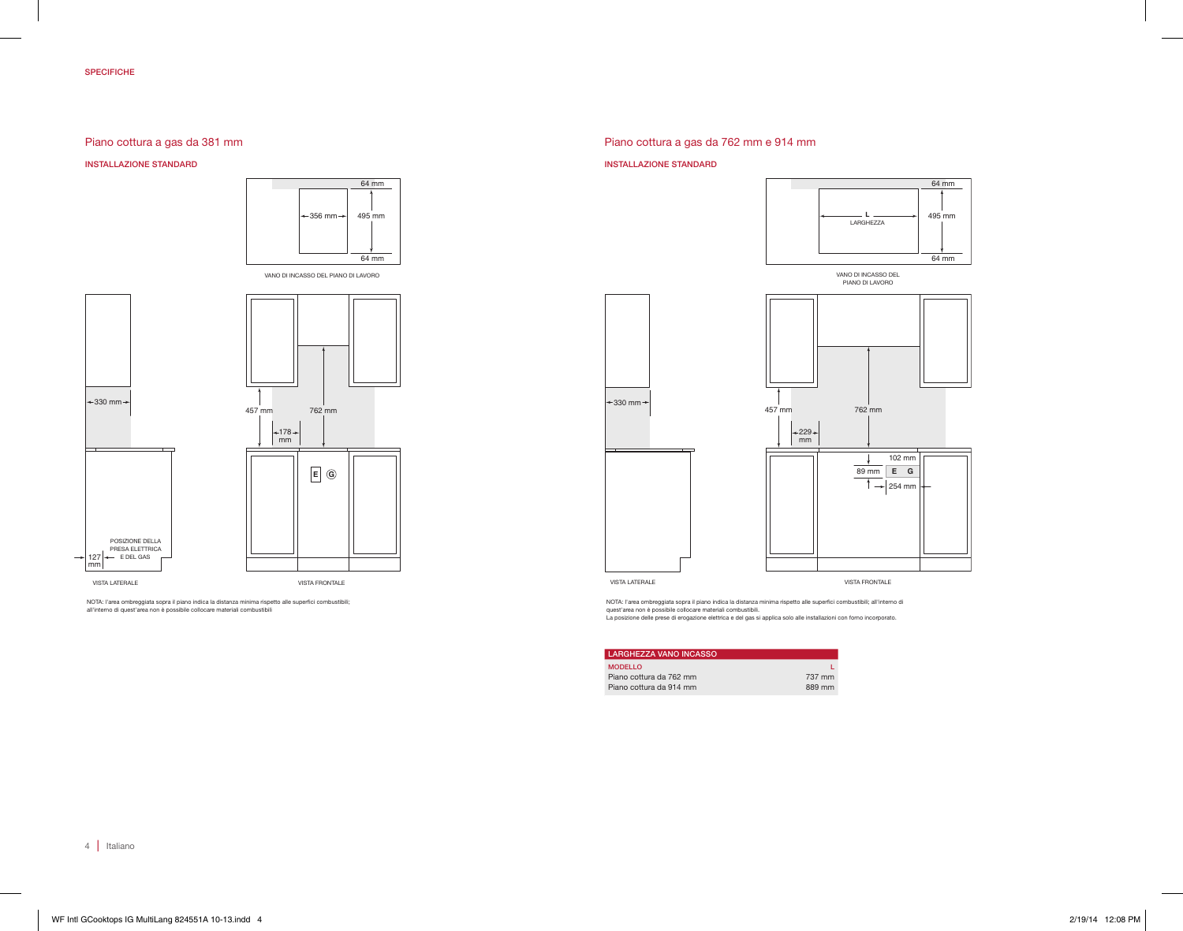SPECIFICHE

## Piano cottura a gas da 381 mm

### INSTALLAZIONE STANDARD

64 mm

356 mm

495 mm

64 mm

VANO DI INCASSO DEL PIANO DI LAVORO

330 mm

457 mm

762 mm

178 mm

E G

POSIZIONE DELLA PRESA ELETTRICA E DEL GAS

127 mm

VISTA LATERALE

VISTA FRONTALE

NOTA: l'area ombreggiata sopra il piano indica la distanza minima rispetto alle superfici combustibili; all'interno di quest'area non è possibile collocare materiali combustibili

## Piano cottura a gas da 762 mm e 914 mm

### INSTALLAZIONE STANDARD

64 mm

L LARGHEZZA

495 mm

64 mm

VANO DI INCASSO DEL PIANO DI LAVORO

330 mm

457 mm

762 mm

229 mm

102 mm

89 mm

E G

254 mm

VISTA LATERALE

VISTA FRONTALE

NOTA: l'area ombreggiata sopra il piano indica la distanza minima rispetto alle superfici combustibili; all'interno di quest'area non è possibile collocare materiali combustibili.
La posizione delle prese di erogazione elettrica e del gas si applica solo alle installazioni con forno incorporato.

| LARGHEZZA VANO INCASSO | |
|---|---|
| MODELLO | L |
| Piano cottura da 762 mm | 737 mm |
| Piano cottura da 914 mm | 889 mm |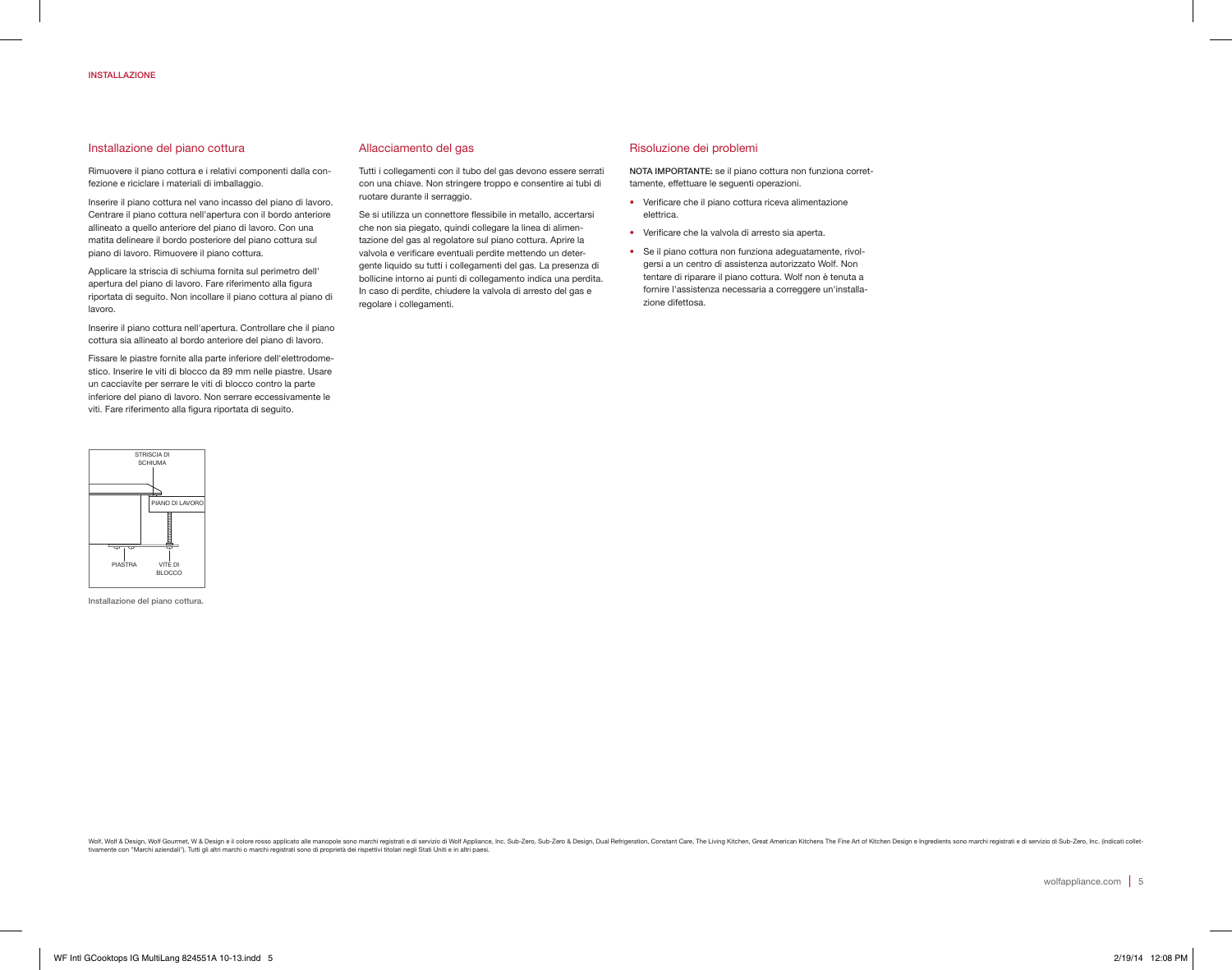INSTALLAZIONE

## Installazione del piano cottura

Rimuovere il piano cottura e i relativi componenti dalla confezione e riciclare i materiali di imballaggio.

Inserire il piano cottura nel vano incasso del piano di lavoro. Centrare il piano cottura nell'apertura con il bordo anteriore allineato a quello anteriore del piano di lavoro. Con una matita delineare il bordo posteriore del piano cottura sul piano di lavoro. Rimuovere il piano cottura.

Applicare la striscia di schiuma fornita sul perimetro dell' apertura del piano di lavoro. Fare riferimento alla figura riportata di seguito. Non incollare il piano cottura al piano di lavoro.

Inserire il piano cottura nell'apertura. Controllare che il piano cottura sia allineato al bordo anteriore del piano di lavoro.

Fissare le piastre fornite alla parte inferiore dell'elettrodomestico. Inserire le viti di blocco da 89 mm nelle piastre. Usare un cacciavite per serrare le viti di blocco contro la parte inferiore del piano di lavoro. Non serrare eccessivamente le viti. Fare riferimento alla figura riportata di seguito.

STRISCIA DI SCHIUMA

PIANO DI LAVORO

PIASTRA

VITE DI BLOCCO

Installazione del piano cottura.

## Allacciamento del gas

Tutti i collegamenti con il tubo del gas devono essere serrati con una chiave. Non stringere troppo e consentire ai tubi di ruotare durante il serraggio.

Se si utilizza un connettore flessibile in metallo, accertarsi che non sia piegato, quindi collegare la linea di alimentazione del gas al regolatore sul piano cottura. Aprire la valvola e verificare eventuali perdite mettendo un detergente liquido su tutti i collegamenti del gas. La presenza di bollicine intorno ai punti di collegamento indica una perdita. In caso di perdite, chiudere la valvola di arresto del gas e regolare i collegamenti.

## Risoluzione dei problemi

**NOTA IMPORTANTE:** se il piano cottura non funziona correttamente, effettuare le seguenti operazioni.

- Verificare che il piano cottura riceva alimentazione elettrica.
- Verificare che la valvola di arresto sia aperta.
- Se il piano cottura non funziona adeguatamente, rivolgersi a un centro di assistenza autorizzato Wolf. Non tentare di riparare il piano cottura. Wolf non è tenuta a fornire l'assistenza necessaria a correggere un'installazione difettosa.

Wolf, Wolf & Design, Wolf Gourmet, W & Design e il colore rosso applicato alle manopole sono marchi registrati e di servizio di Wolf Appliance, Inc. Sub-Zero, Sub-Zero & Design, Dual Refrigeration, Constant Care, The Living Kitchen, Great American Kitchens The Fine Art of Kitchen Design e Ingredients sono marchi registrati e di servizio di Sub-Zero, Inc. (indicati collettivamente con "Marchi aziendali"). Tutti gli altri marchi o marchi registrati sono di proprietà dei rispettivi titolari negli Stati Uniti e in altri paesi.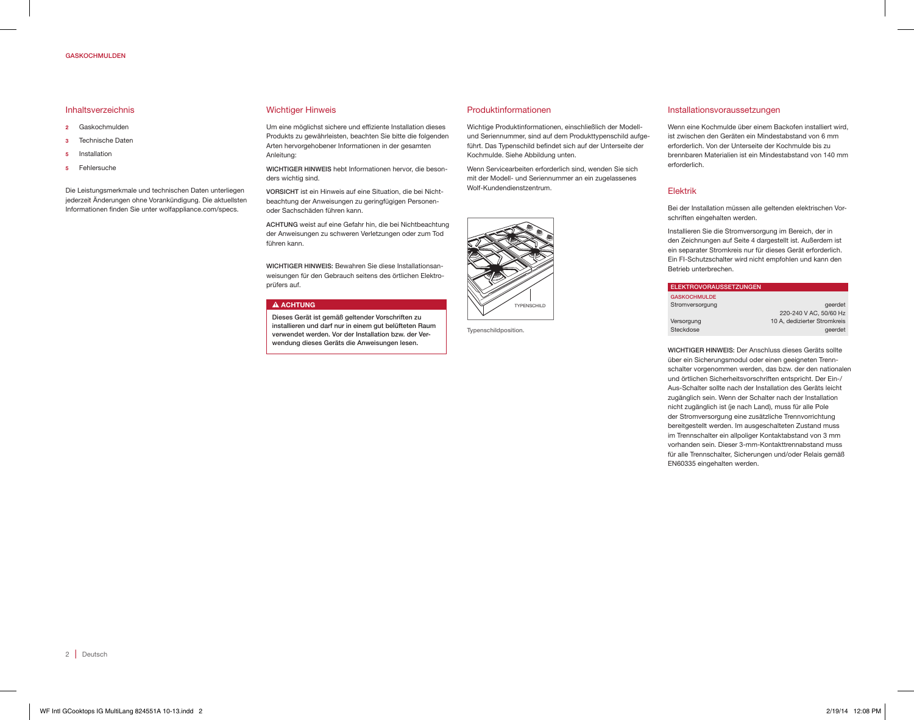GASKOCHMULDEN

## Inhaltsverzeichnis

- **2** Gaskochmulden
- **3** Technische Daten
- **5** Installation
- **5** Fehlersuche

Die Leistungsmerkmale und technischen Daten unterliegen jederzeit Änderungen ohne Vorankündigung. Die aktuellsten Informationen finden Sie unter wolfappliance.com/specs.

## Wichtiger Hinweis

Um eine möglichst sichere und effiziente Installation dieses Produkts zu gewährleisten, beachten Sie bitte die folgenden Arten hervorgehobener Informationen in der gesamten Anleitung:

**WICHTIGER HINWEIS** hebt Informationen hervor, die besonders wichtig sind.

**VORSICHT** ist ein Hinweis auf eine Situation, die bei Nichtbeachtung der Anweisungen zu geringfügigen Personen- oder Sachschäden führen kann.

**ACHTUNG** weist auf eine Gefahr hin, die bei Nichtbeachtung der Anweisungen zu schweren Verletzungen oder zum Tod führen kann.

**WICHTIGER HINWEIS:** Bewahren Sie diese Installationsanweisungen für den Gebrauch seitens des örtlichen Elektroprüfers auf.

**⚠ ACHTUNG**

**Dieses Gerät ist gemäß geltender Vorschriften zu installieren und darf nur in einem gut belüfteten Raum verwendet werden. Vor der Installation bzw. der Verwendung dieses Geräts die Anweisungen lesen.**

## Produktinformationen

Wichtige Produktinformationen, einschließlich der Modell- und Seriennummer, sind auf dem Produkttypenschild aufgeführt. Das Typenschild befindet sich auf der Unterseite der Kochmulde. Siehe Abbildung unten.

Wenn Servicearbeiten erforderlich sind, wenden Sie sich mit der Modell- und Seriennummer an ein zugelassenes Wolf-Kundendienstzentrum.

TYPENSCHILD

Typenschildposition.

## Installationsvoraussetzungen

Wenn eine Kochmulde über einem Backofen installiert wird, ist zwischen den Geräten ein Mindestabstand von 6 mm erforderlich. Von der Unterseite der Kochmulde bis zu brennbaren Materialien ist ein Mindestabstand von 140 mm erforderlich.

## Elektrik

Bei der Installation müssen alle geltenden elektrischen Vorschriften eingehalten werden.

Installieren Sie die Stromversorgung im Bereich, der in den Zeichnungen auf Seite 4 dargestellt ist. Außerdem ist ein separater Stromkreis nur für dieses Gerät erforderlich. Ein FI-Schutzschalter wird nicht empfohlen und kann den Betrieb unterbrechen.

| ELEKTROVORAUSSETZUNGEN | |
|---|---|
| **GASKOCHMULDE** | |
| Stromversorgung | geerdet<br>220-240 V AC, 50/60 Hz |
| Versorgung | 10 A, dedizierter Stromkreis |
| Steckdose | geerdet |

**WICHTIGER HINWEIS:** Der Anschluss dieses Geräts sollte über ein Sicherungsmodul oder einen geeigneten Trennschalter vorgenommen werden, das bzw. der den nationalen und örtlichen Sicherheitsvorschriften entspricht. Der Ein-/Aus-Schalter sollte nach der Installation des Geräts leicht zugänglich sein. Wenn der Schalter nach der Installation nicht zugänglich ist (je nach Land), muss für alle Pole der Stromversorgung eine zusätzliche Trennvorrichtung bereitgestellt werden. Im ausgeschalteten Zustand muss im Trennschalter ein allpoliger Kontaktabstand von 3 mm vorhanden sein. Dieser 3-mm-Kontakttrennabstand muss für alle Trennschalter, Sicherungen und/oder Relais gemäß EN60335 eingehalten werden.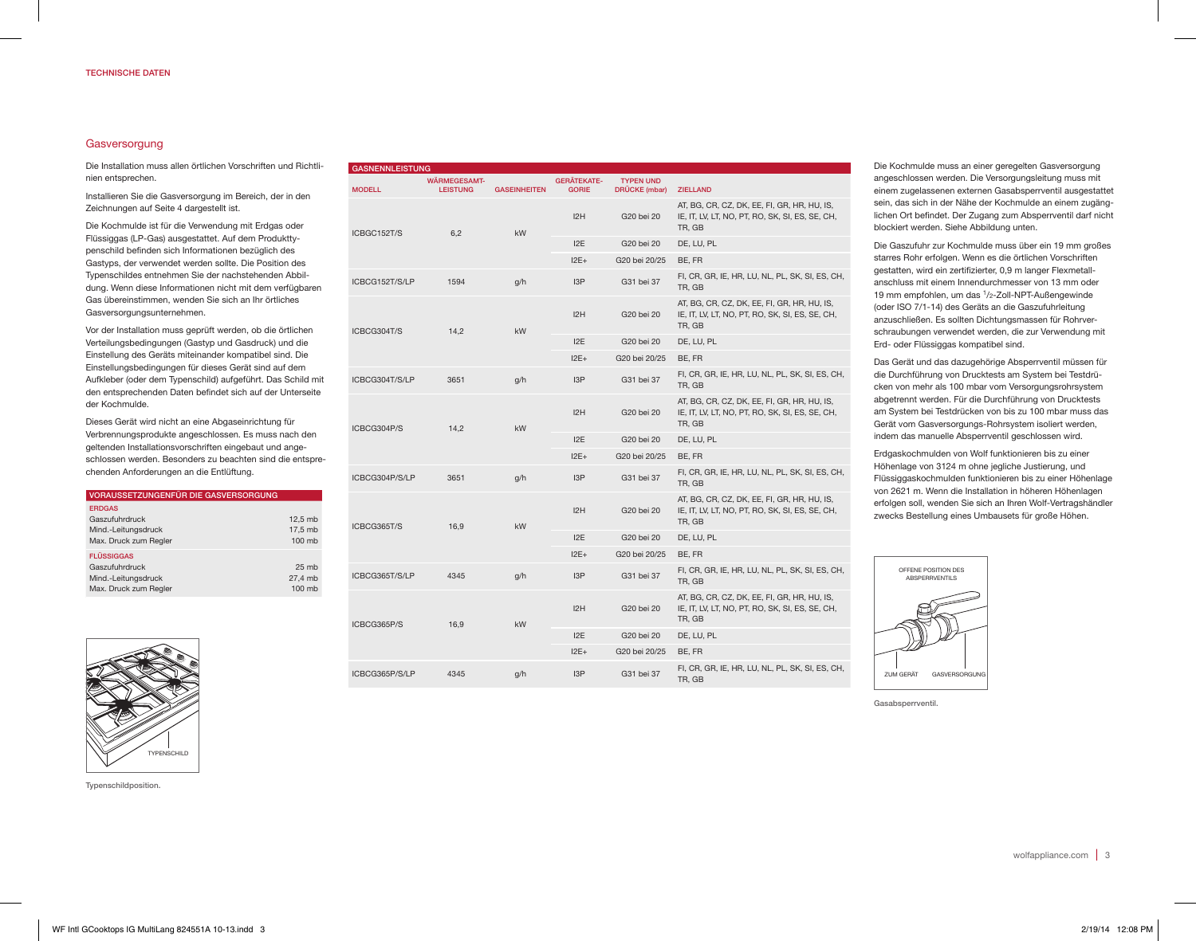TECHNISCHE DATEN

## Gasversorgung

Die Installation muss allen örtlichen Vorschriften und Richtlinien entsprechen.

Installieren Sie die Gasversorgung im Bereich, der in den Zeichnungen auf Seite 4 dargestellt ist.

Die Kochmulde ist für die Verwendung mit Erdgas oder Flüssiggas (LP-Gas) ausgestattet. Auf dem Produkttypenschild befinden sich Informationen bezüglich des Gastyps, der verwendet werden sollte. Die Position des Typenschildes entnehmen Sie der nachstehenden Abbildung. Wenn diese Informationen nicht mit dem verfügbaren Gas übereinstimmen, wenden Sie sich an Ihr örtliches Gasversorgungsunternehmen.

Vor der Installation muss geprüft werden, ob die örtlichen Verteilungsbedingungen (Gastyp und Gasdruck) und die Einstellung des Geräts miteinander kompatibel sind. Die Einstellungsbedingungen für dieses Gerät sind auf dem Aufkleber (oder dem Typenschild) aufgeführt. Das Schild mit den entsprechenden Daten befindet sich auf der Unterseite der Kochmulde.

Dieses Gerät wird nicht an eine Abgaseinrichtung für Verbrennungsprodukte angeschlossen. Es muss nach den geltenden Installationsvorschriften eingebaut und angeschlossen werden. Besonders zu beachten sind die entsprechenden Anforderungen an die Entlüftung.

| VORAUSSETZUNGENFÜR DIE GASVERSORGUNG | |
|---|---|
| **ERDGAS** | |
| Gaszufuhrdruck | 12,5 mb |
| Mind.-Leitungsdruck | 17,5 mb |
| Max. Druck zum Regler | 100 mb |
| **FLÜSSIGGAS** | |
| Gaszufuhrdruck | 25 mb |
| Mind.-Leitungsdruck | 27,4 mb |
| Max. Druck zum Regler | 100 mb |

TYPENSCHILD

Typenschildposition.

**GASNENNLEISTUNG**

| MODELL | WÄRMEGESAMT-LEISTUNG | GASEINHEITEN | GERÄTEKATE-GORIE | TYPEN UND DRÜCKE (mbar) | ZIELLAND |
|---|---|---|---|---|---|
| ICBGC152T/S | 6,2 | kW | I2H | G20 bei 20 | AT, BG, CR, CZ, DK, EE, FI, GR, HR, HU, IS, IE, IT, LV, LT, NO, PT, RO, SK, SI, ES, SE, CH, TR, GB |
| | | | I2E | G20 bei 20 | DE, LU, PL |
| | | | I2E+ | G20 bei 20/25 | BE, FR |
| ICBCG152T/S/LP | 1594 | g/h | I3P | G31 bei 37 | FI, CR, GR, IE, HR, LU, NL, PL, SK, SI, ES, CH, TR, GB |
| ICBCG304T/S | 14,2 | kW | I2H | G20 bei 20 | AT, BG, CR, CZ, DK, EE, FI, GR, HR, HU, IS, IE, IT, LV, LT, NO, PT, RO, SK, SI, ES, SE, CH, TR, GB |
| | | | I2E | G20 bei 20 | DE, LU, PL |
| | | | I2E+ | G20 bei 20/25 | BE, FR |
| ICBCG304T/S/LP | 3651 | g/h | I3P | G31 bei 37 | FI, CR, GR, IE, HR, LU, NL, PL, SK, SI, ES, CH, TR, GB |
| ICBCG304P/S | 14,2 | kW | I2H | G20 bei 20 | AT, BG, CR, CZ, DK, EE, FI, GR, HR, HU, IS, IE, IT, LV, LT, NO, PT, RO, SK, SI, ES, SE, CH, TR, GB |
| | | | I2E | G20 bei 20 | DE, LU, PL |
| | | | I2E+ | G20 bei 20/25 | BE, FR |
| ICBCG304P/S/LP | 3651 | g/h | I3P | G31 bei 37 | FI, CR, GR, IE, HR, LU, NL, PL, SK, SI, ES, CH, TR, GB |
| ICBCG365T/S | 16,9 | kW | I2H | G20 bei 20 | AT, BG, CR, CZ, DK, EE, FI, GR, HR, HU, IS, IE, IT, LV, LT, NO, PT, RO, SK, SI, ES, SE, CH, TR, GB |
| | | | I2E | G20 bei 20 | DE, LU, PL |
| | | | I2E+ | G20 bei 20/25 | BE, FR |
| ICBCG365T/S/LP | 4345 | g/h | I3P | G31 bei 37 | FI, CR, GR, IE, HR, LU, NL, PL, SK, SI, ES, CH, TR, GB |
| ICBCG365P/S | 16,9 | kW | I2H | G20 bei 20 | AT, BG, CR, CZ, DK, EE, FI, GR, HR, HU, IS, IE, IT, LV, LT, NO, PT, RO, SK, SI, ES, SE, CH, TR, GB |
| | | | I2E | G20 bei 20 | DE, LU, PL |
| | | | I2E+ | G20 bei 20/25 | BE, FR |
| ICBCG365P/S/LP | 4345 | g/h | I3P | G31 bei 37 | FI, CR, GR, IE, HR, LU, NL, PL, SK, SI, ES, CH, TR, GB |

Die Kochmulde muss an einer geregelten Gasversorgung angeschlossen werden. Die Versorgungsleitung muss mit einem zugelassenen externen Gasabsperrventil ausgestattet sein, das sich in der Nähe der Kochmulde an einem zugänglichen Ort befindet. Der Zugang zum Absperrventil darf nicht blockiert werden. Siehe Abbildung unten.

Die Gaszufuhr zur Kochmulde muss über ein 19 mm großes starres Rohr erfolgen. Wenn es die örtlichen Vorschriften gestatten, wird ein zertifizierter, 0,9 m langer Flexmetallanschluss mit einem Innendurchmesser von 13 mm oder 19 mm empfohlen, um das 1/2-Zoll-NPT-Außengewinde (oder ISO 7/1-14) des Geräts an die Gaszufuhrleitung anzuschließen. Es sollten Dichtungsmassen für Rohrverschraubungen verwendet werden, die zur Verwendung mit Erd- oder Flüssiggas kompatibel sind.

Das Gerät und das dazugehörige Absperrventil müssen für die Durchführung von Drucktests am System bei Testdrücken von mehr als 100 mbar vom Versorgungsrohrsystem abgetrennt werden. Für die Durchführung von Drucktests am System bei Testdrücken von bis zu 100 mbar muss das Gerät vom Gasversorgungs-Rohrsystem isoliert werden, indem das manuelle Absperrventil geschlossen wird.

Erdgaskochmulden von Wolf funktionieren bis zu einer Höhenlage von 3124 m ohne jegliche Justierung, und Flüssiggaskochmulden funktionieren bis zu einer Höhenlage von 2621 m. Wenn die Installation in höheren Höhenlagen erfolgen soll, wenden Sie sich an Ihren Wolf-Vertragshändler zwecks Bestellung eines Umbausets für große Höhen.

OFFENE POSITION DES ABSPERRVENTILS

ZUM GERÄT GASVERSORGUNG

Gasabsperrventil.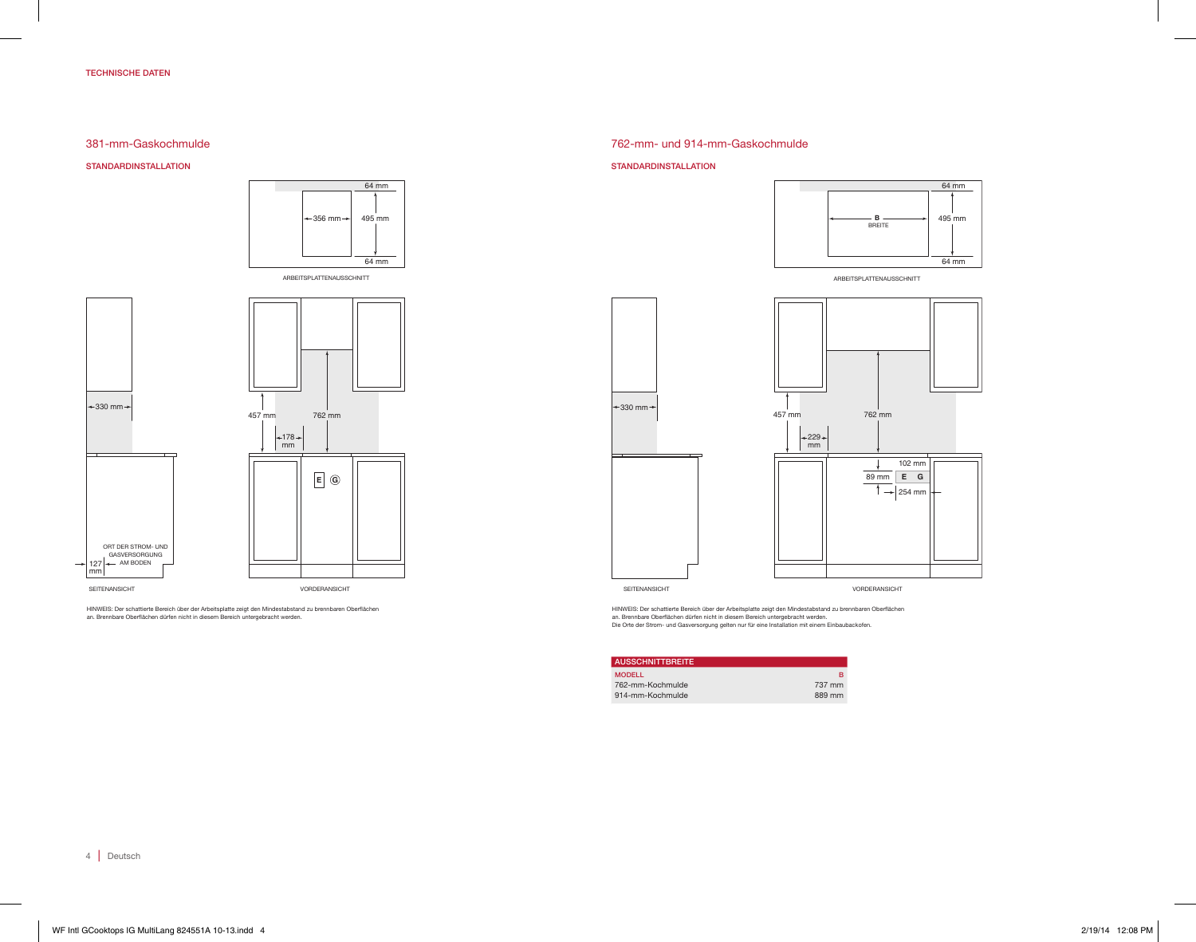TECHNISCHE DATEN

## 381-mm-Gaskochmulde

### STANDARDINSTALLATION

64 mm

356 mm

495 mm

64 mm

ARBEITSPLATTENAUSSCHNITT

330 mm

457 mm

762 mm

178 mm

E G

ORT DER STROM- UND GASVERSORGUNG AM BODEN

127 mm

SEITENANSICHT

VORDERANSICHT

HINWEIS: Der schattierte Bereich über der Arbeitsplatte zeigt den Mindestabstand zu brennbaren Oberflächen an. Brennbare Oberflächen dürfen nicht in diesem Bereich untergebracht werden.

## 762-mm- und 914-mm-Gaskochmulde

### STANDARDINSTALLATION

64 mm

B BREITE

495 mm

64 mm

ARBEITSPLATTENAUSSCHNITT

330 mm

457 mm

762 mm

229 mm

102 mm

89 mm

E G

254 mm

SEITENANSICHT

VORDERANSICHT

HINWEIS: Der schattierte Bereich über der Arbeitsplatte zeigt den Mindestabstand zu brennbaren Oberflächen an. Brennbare Oberflächen dürfen nicht in diesem Bereich untergebracht werden.
Die Orte der Strom- und Gasversorgung gelten nur für eine Installation mit einem Einbaubackofen.

| AUSSCHNITTBREITE | |
|---|---|
| MODELL | B |
| 762-mm-Kochmulde | 737 mm |
| 914-mm-Kochmulde | 889 mm |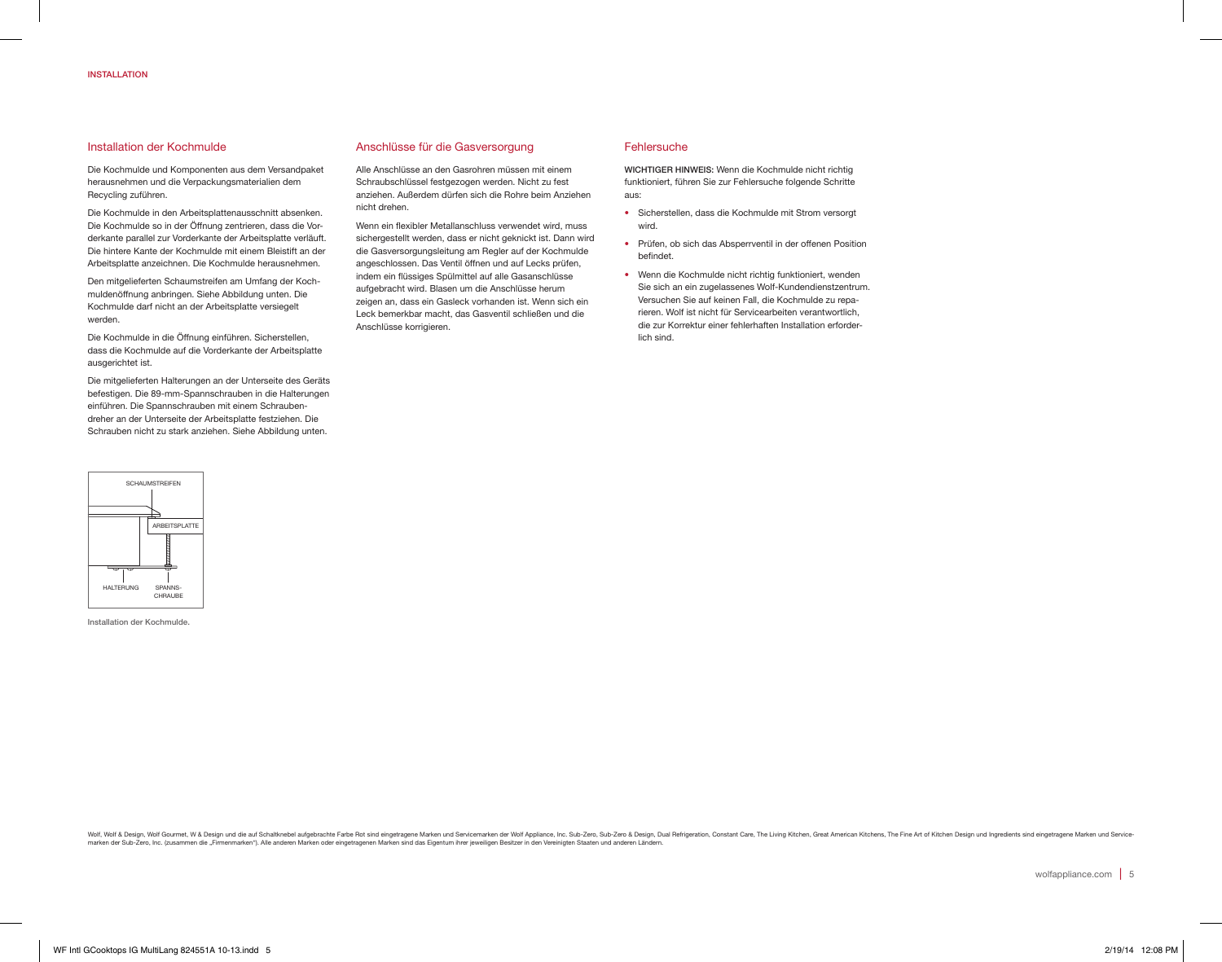## Installation der Kochmulde

Die Kochmulde und Komponenten aus dem Versandpaket herausnehmen und die Verpackungsmaterialien dem Recycling zuführen.

Die Kochmulde in den Arbeitsplattenausschnitt absenken. Die Kochmulde so in der Öffnung zentrieren, dass die Vorderkante parallel zur Vorderkante der Arbeitsplatte verläuft. Die hintere Kante der Kochmulde mit einem Bleistift an der Arbeitsplatte anzeichnen. Die Kochmulde herausnehmen.

Den mitgelieferten Schaumstreifen am Umfang der Kochmuldenöffnung anbringen. Siehe Abbildung unten. Die Kochmulde darf nicht an der Arbeitsplatte versiegelt werden.

Die Kochmulde in die Öffnung einführen. Sicherstellen, dass die Kochmulde auf die Vorderkante der Arbeitsplatte ausgerichtet ist.

Die mitgelieferten Halterungen an der Unterseite des Geräts befestigen. Die 89-mm-Spannschrauben in die Halterungen einführen. Die Spannschrauben mit einem Schraubendreher an der Unterseite der Arbeitsplatte festziehen. Die Schrauben nicht zu stark anziehen. Siehe Abbildung unten.

SCHAUMSTREIFEN

ARBEITSPLATTE

HALTERUNG

SPANNSCHRAUBE

Installation der Kochmulde.

## Anschlüsse für die Gasversorgung

Alle Anschlüsse an den Gasrohren müssen mit einem Schraubschlüssel festgezogen werden. Nicht zu fest anziehen. Außerdem dürfen sich die Rohre beim Anziehen nicht drehen.

Wenn ein flexibler Metallanschluss verwendet wird, muss sichergestellt werden, dass er nicht geknickt ist. Dann wird die Gasversorgungsleitung am Regler auf der Kochmulde angeschlossen. Das Ventil öffnen und auf Lecks prüfen, indem ein flüssiges Spülmittel auf alle Gasanschlüsse aufgebracht wird. Blasen um die Anschlüsse herum zeigen an, dass ein Gasleck vorhanden ist. Wenn sich ein Leck bemerkbar macht, das Gasventil schließen und die Anschlüsse korrigieren.

## Fehlersuche

**WICHTIGER HINWEIS:** Wenn die Kochmulde nicht richtig funktioniert, führen Sie zur Fehlersuche folgende Schritte aus:

- Sicherstellen, dass die Kochmulde mit Strom versorgt wird.
- Prüfen, ob sich das Absperrventil in der offenen Position befindet.
- Wenn die Kochmulde nicht richtig funktioniert, wenden Sie sich an ein zugelassenes Wolf-Kundendienstzentrum. Versuchen Sie auf keinen Fall, die Kochmulde zu reparieren. Wolf ist nicht für Servicearbeiten verantwortlich, die zur Korrektur einer fehlerhaften Installation erforderlich sind.

Wolf, Wolf & Design, Wolf Gourmet, W & Design und die auf Schaltknebel aufgebrachte Farbe Rot sind eingetragene Marken und Servicemarken der Wolf Appliance, Inc. Sub-Zero, Sub-Zero & Design, Dual Refrigeration, Constant Care, The Living Kitchen, Great American Kitchens, The Fine Art of Kitchen Design und Ingredients sind eingetragene Marken und Servicemarken der Sub-Zero, Inc. (zusammen die „Firmenmarken"). Alle anderen Marken oder eingetragenen Marken sind das Eigentum ihrer jeweiligen Besitzer in den Vereinigten Staaten und anderen Ländern.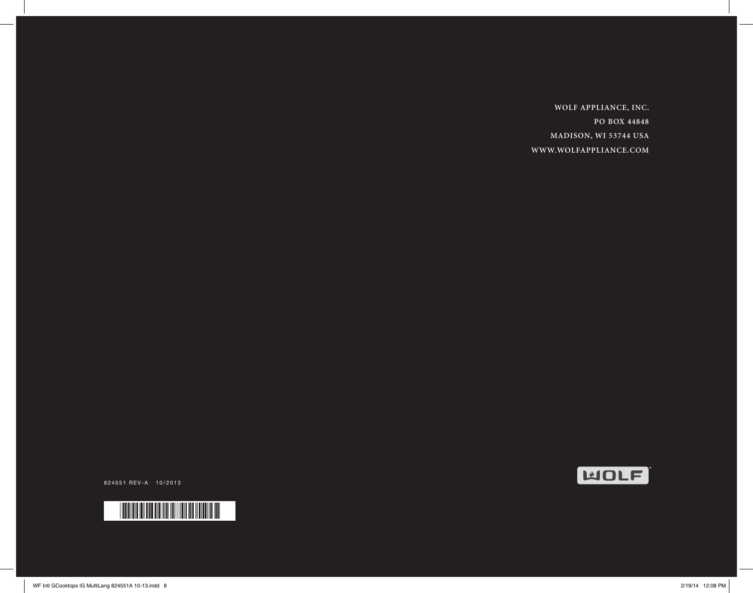WOLF APPLIANCE, INC.

PO BOX 44848

MADISON, WI 53744 USA

WWW.WOLFAPPLIANCE.COM

824551 REV-A 10/2013